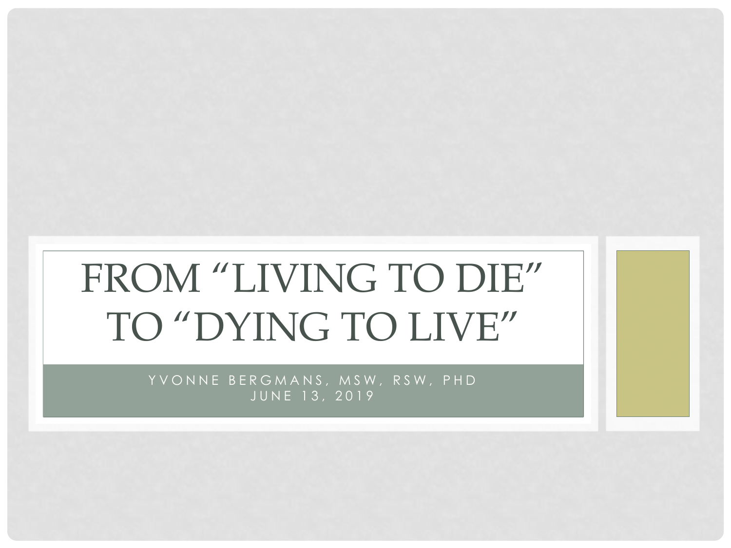# FROM "LIVING TO DIE" TO "DYING TO LIVE"

YVONNE BERGMANS, MSW, RSW, PHD
JUNE 13, 2019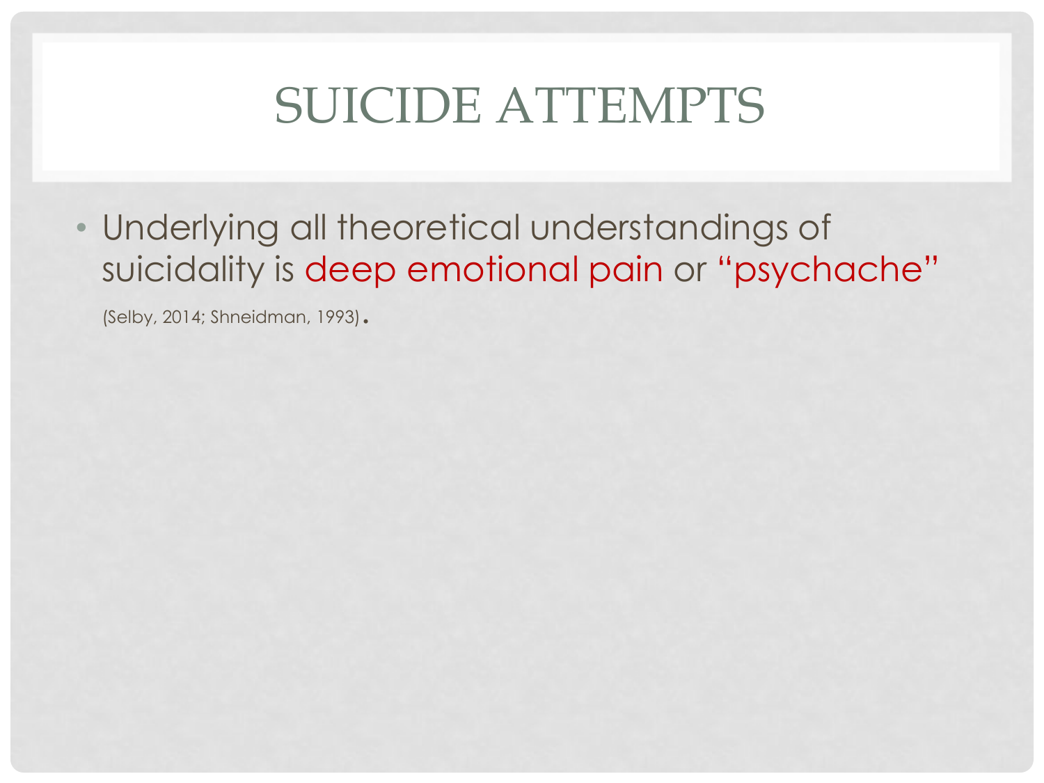# SUICIDE ATTEMPTS

- Underlying all theoretical understandings of suicidality is deep emotional pain or "psychache" (Selby, 2014; Shneidman, 1993).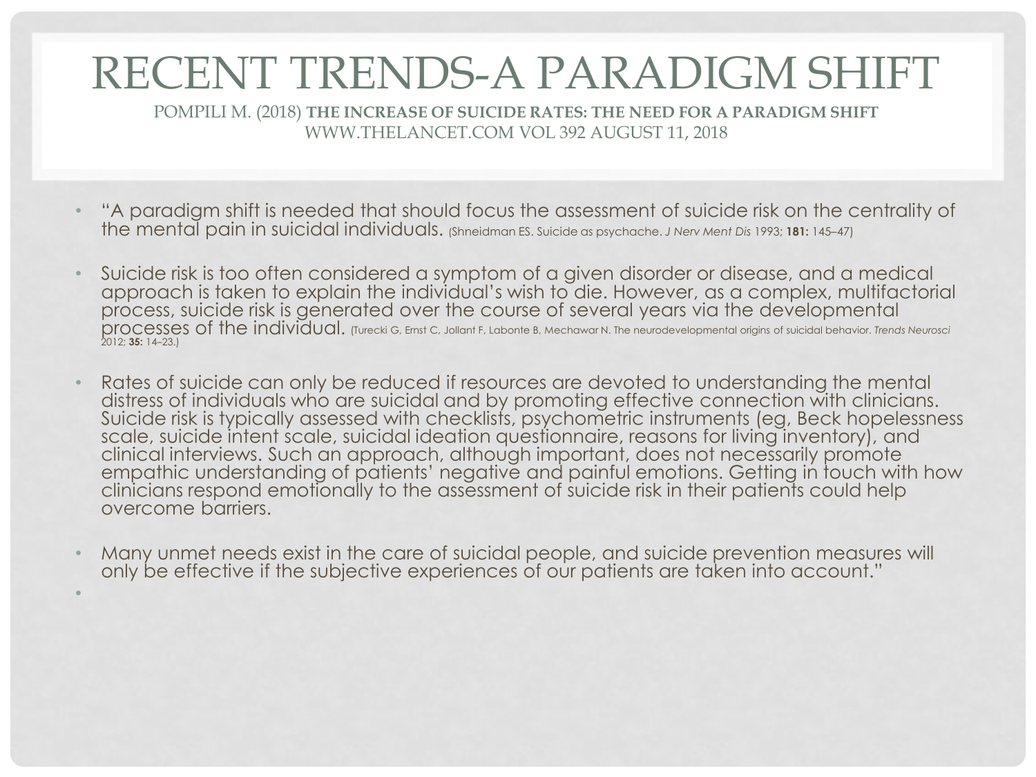# RECENT TRENDS-A PARADIGM SHIFT

POMPILI M. (2018) **THE INCREASE OF SUICIDE RATES: THE NEED FOR A PARADIGM SHIFT**
WWW.THELANCET.COM VOL 392 AUGUST 11, 2018

- "A paradigm shift is needed that should focus the assessment of suicide risk on the centrality of the mental pain in suicidal individuals. (Shneidman ES. Suicide as psychache. *J Nerv Ment Dis* 1993; **181:** 145–47)
- Suicide risk is too often considered a symptom of a given disorder or disease, and a medical approach is taken to explain the individual's wish to die. However, as a complex, multifactorial process, suicide risk is generated over the course of several years via the developmental processes of the individual. (Turecki G, Ernst C, Jollant F, Labonte B, Mechawar N. The neurodevelopmental origins of suicidal behavior. *Trends Neurosci* 2012; **35:** 14–23.)
- Rates of suicide can only be reduced if resources are devoted to understanding the mental distress of individuals who are suicidal and by promoting effective connection with clinicians. Suicide risk is typically assessed with checklists, psychometric instruments (eg, Beck hopelessness scale, suicide intent scale, suicidal ideation questionnaire, reasons for living inventory), and clinical interviews. Such an approach, although important, does not necessarily promote empathic understanding of patients' negative and painful emotions. Getting in touch with how clinicians respond emotionally to the assessment of suicide risk in their patients could help overcome barriers.
- Many unmet needs exist in the care of suicidal people, and suicide prevention measures will only be effective if the subjective experiences of our patients are taken into account."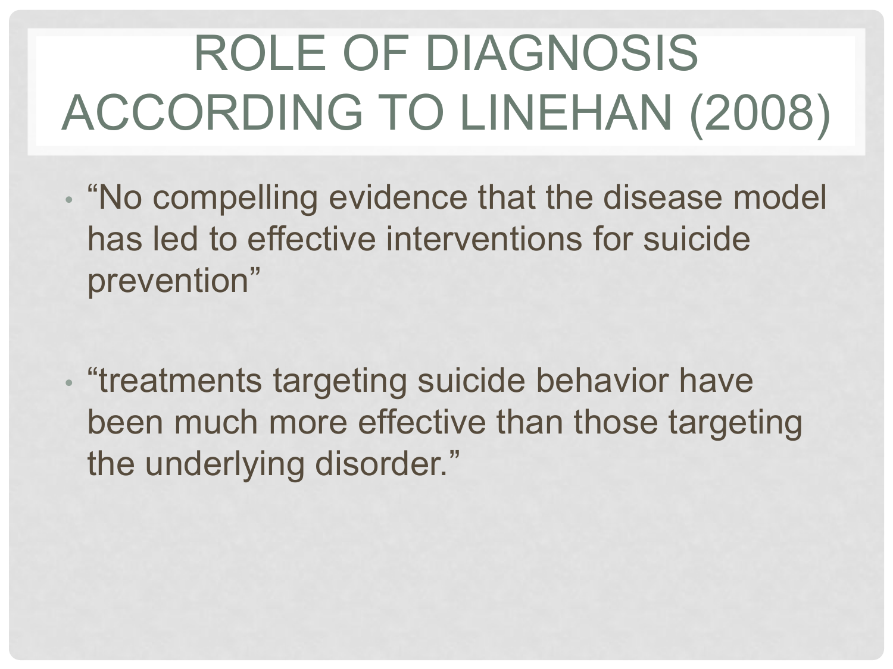# ROLE OF DIAGNOSIS ACCORDING TO LINEHAN (2008)

- "No compelling evidence that the disease model has led to effective interventions for suicide prevention"

- "treatments targeting suicide behavior have been much more effective than those targeting the underlying disorder."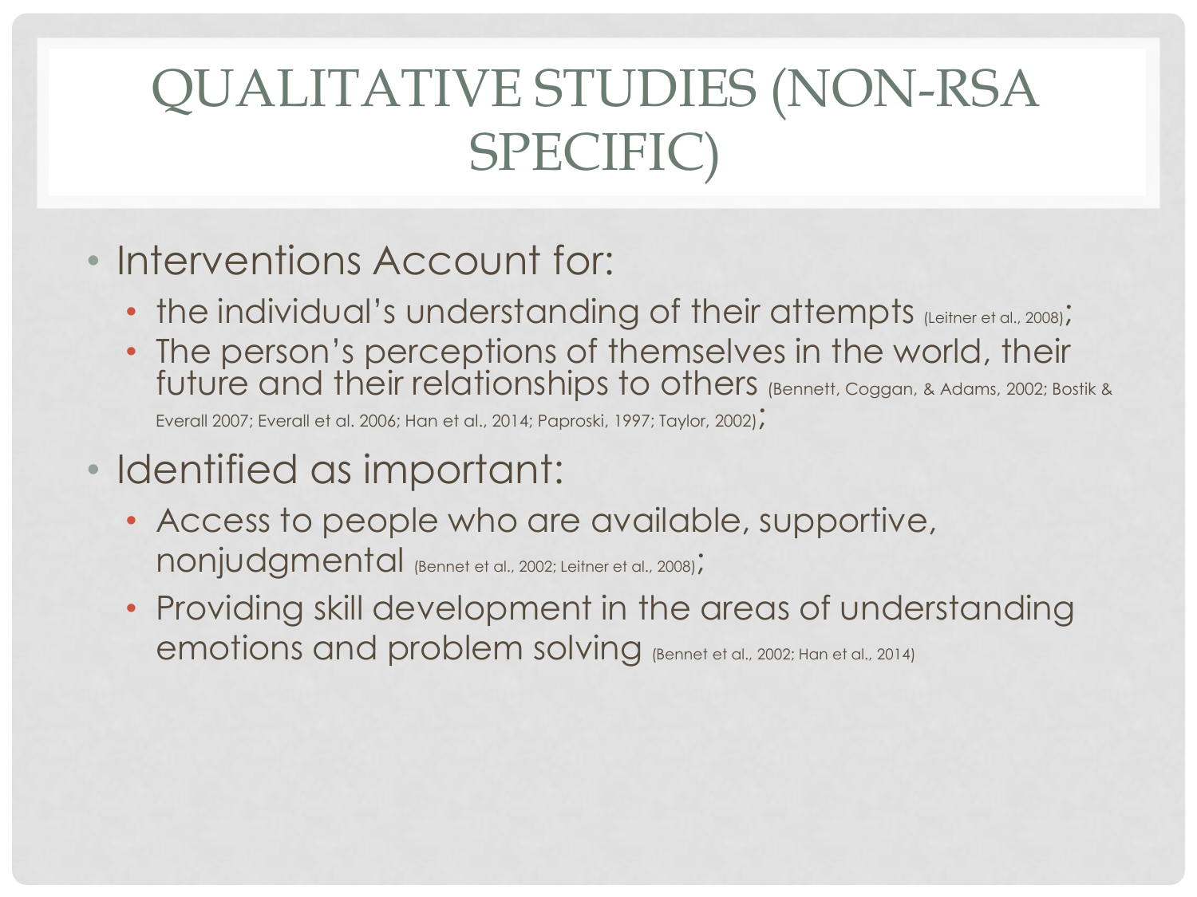# QUALITATIVE STUDIES (NON-RSA SPECIFIC)

- Interventions Account for:
  - the individual's understanding of their attempts (Leitner et al., 2008);
  - The person's perceptions of themselves in the world, their future and their relationships to others (Bennett, Coggan, & Adams, 2002; Bostik & Everall 2007; Everall et al. 2006; Han et al., 2014; Paproski, 1997; Taylor, 2002);
- Identified as important:
  - Access to people who are available, supportive, nonjudgmental (Bennet et al., 2002; Leitner et al., 2008);
  - Providing skill development in the areas of understanding emotions and problem solving (Bennet et al., 2002; Han et al., 2014)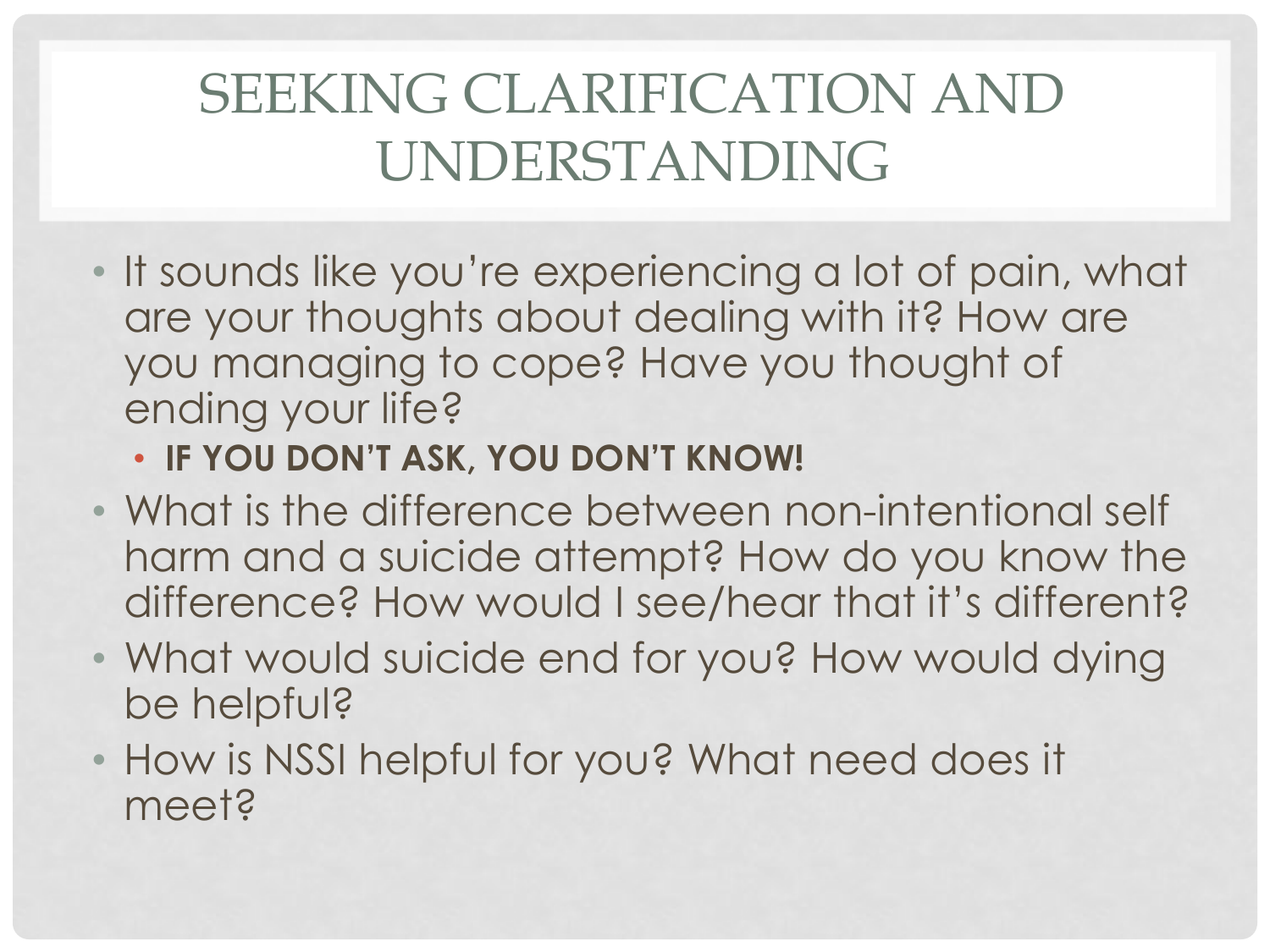# SEEKING CLARIFICATION AND UNDERSTANDING

- It sounds like you're experiencing a lot of pain, what are your thoughts about dealing with it? How are you managing to cope? Have you thought of ending your life?
  - **IF YOU DON'T ASK, YOU DON'T KNOW!**
- What is the difference between non-intentional self harm and a suicide attempt? How do you know the difference? How would I see/hear that it's different?
- What would suicide end for you? How would dying be helpful?
- How is NSSI helpful for you? What need does it meet?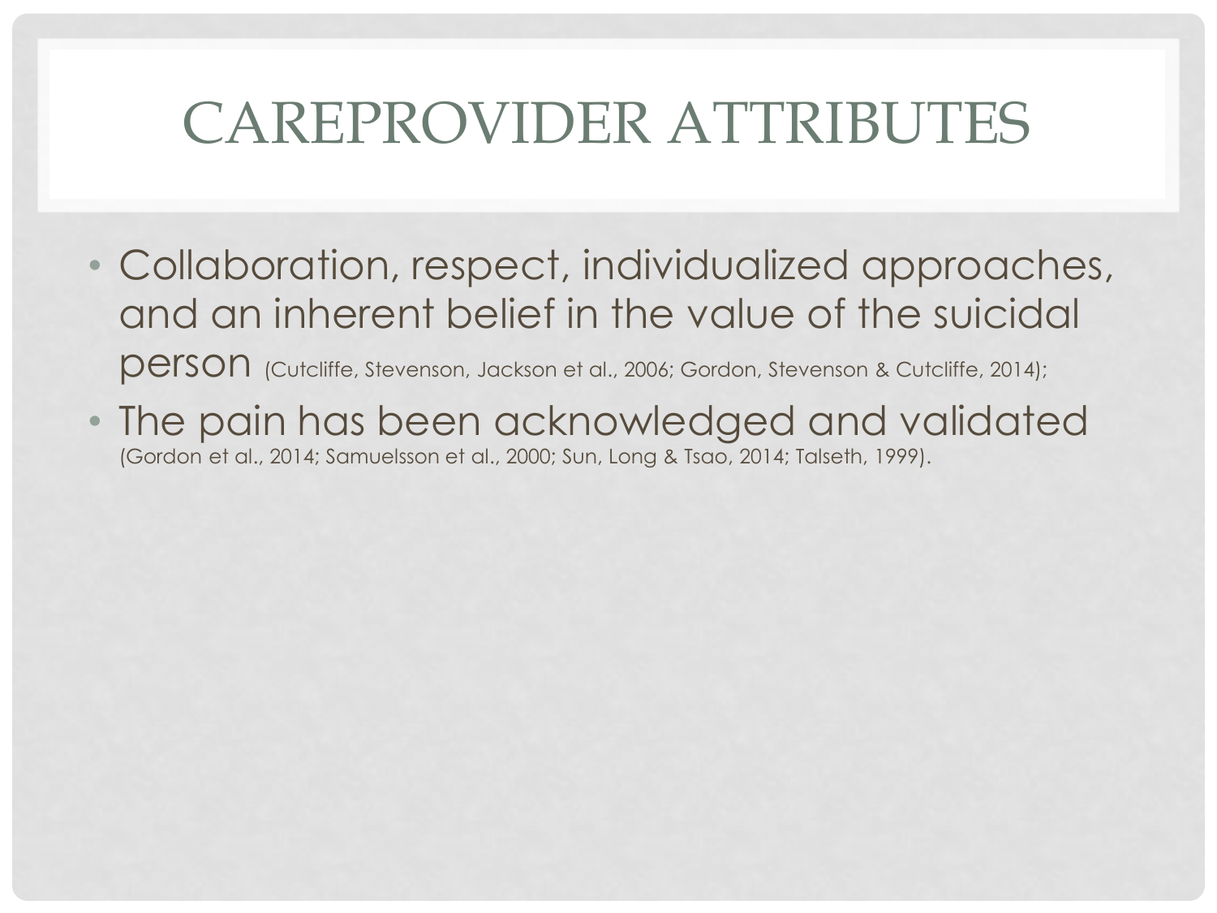# CAREPROVIDER ATTRIBUTES

- Collaboration, respect, individualized approaches, and an inherent belief in the value of the suicidal person (Cutcliffe, Stevenson, Jackson et al., 2006; Gordon, Stevenson & Cutcliffe, 2014);
- The pain has been acknowledged and validated (Gordon et al., 2014; Samuelsson et al., 2000; Sun, Long & Tsao, 2014; Talseth, 1999).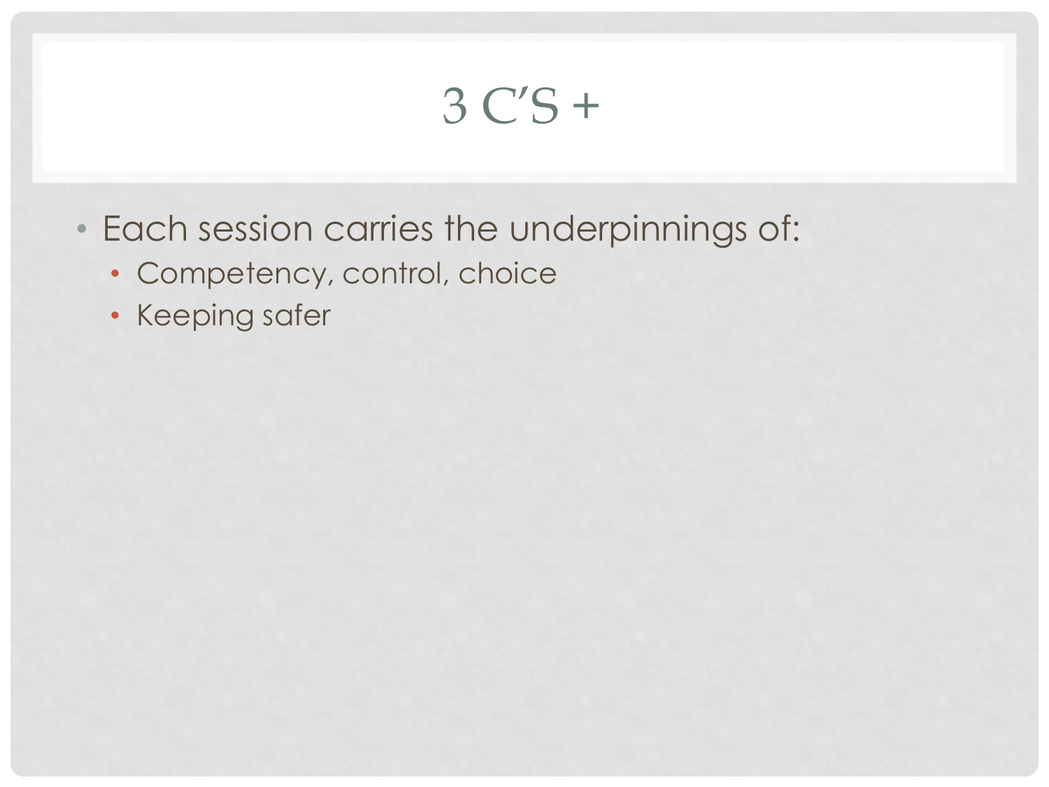# 3 C'S +

- Each session carries the underpinnings of:
  - Competency, control, choice
  - Keeping safer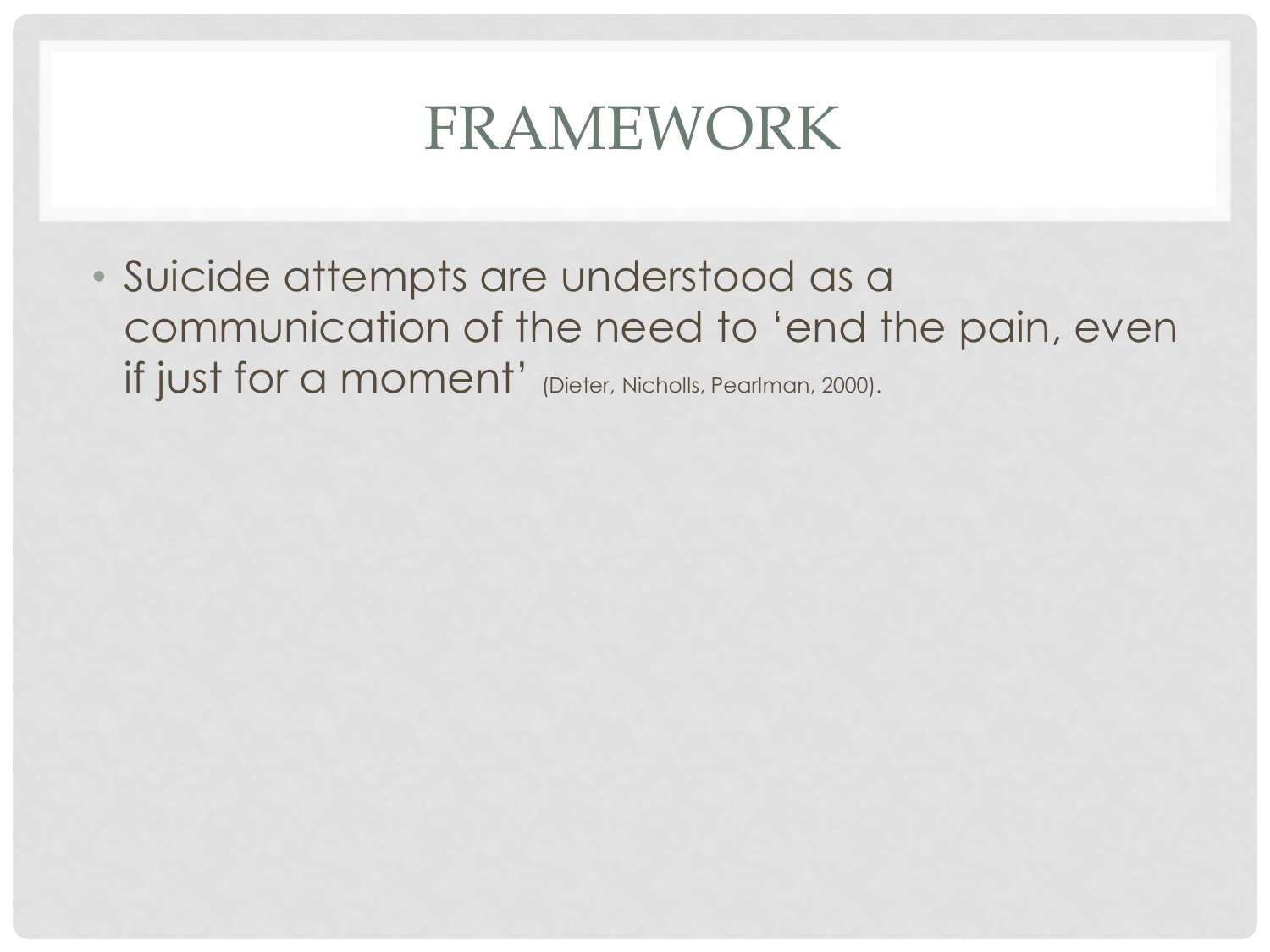# FRAMEWORK

- Suicide attempts are understood as a communication of the need to 'end the pain, even if just for a moment' (Dieter, Nicholls, Pearlman, 2000).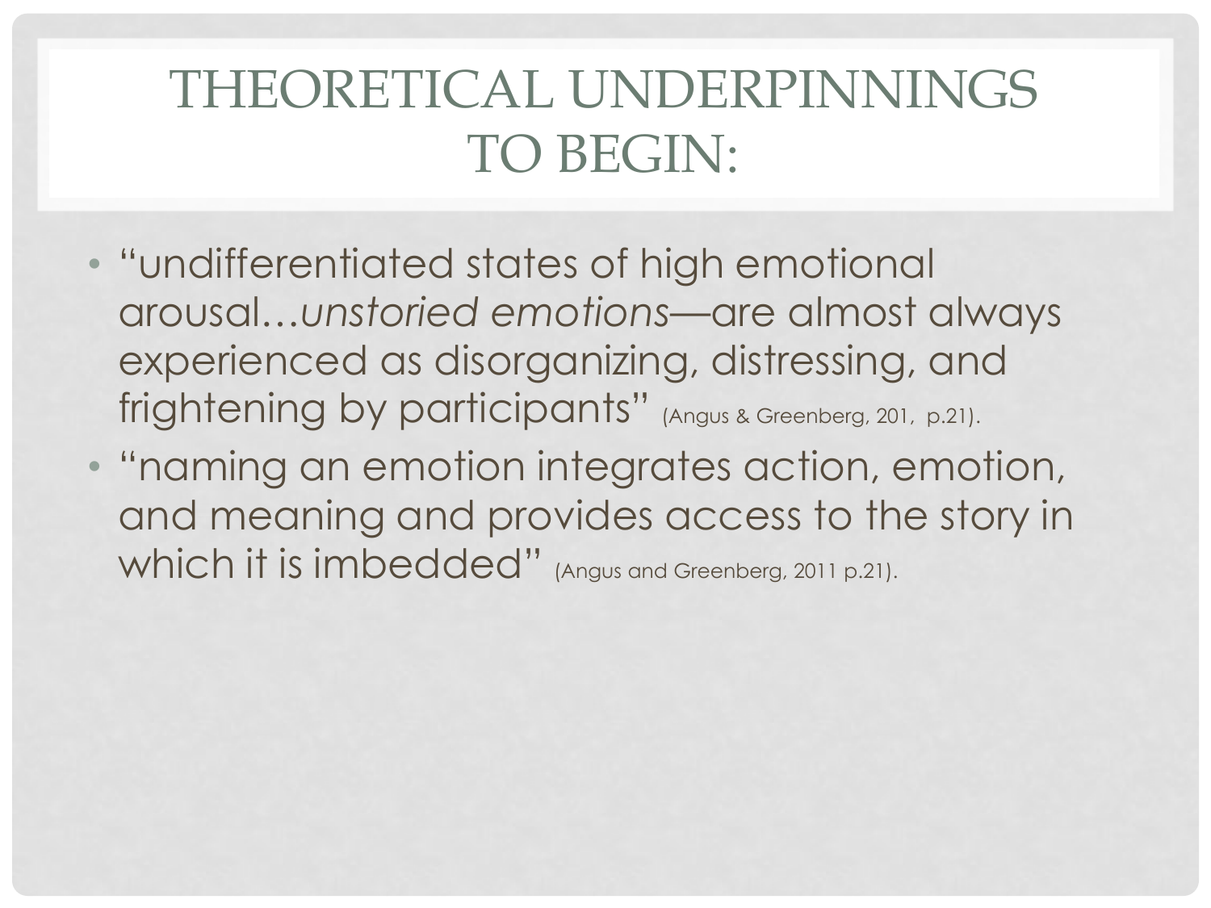# THEORETICAL UNDERPINNINGS TO BEGIN:

- "undifferentiated states of high emotional arousal…*unstoried emotions*—are almost always experienced as disorganizing, distressing, and frightening by participants" (Angus & Greenberg, 201, p.21).
- "naming an emotion integrates action, emotion, and meaning and provides access to the story in which it is imbedded" (Angus and Greenberg, 2011 p.21).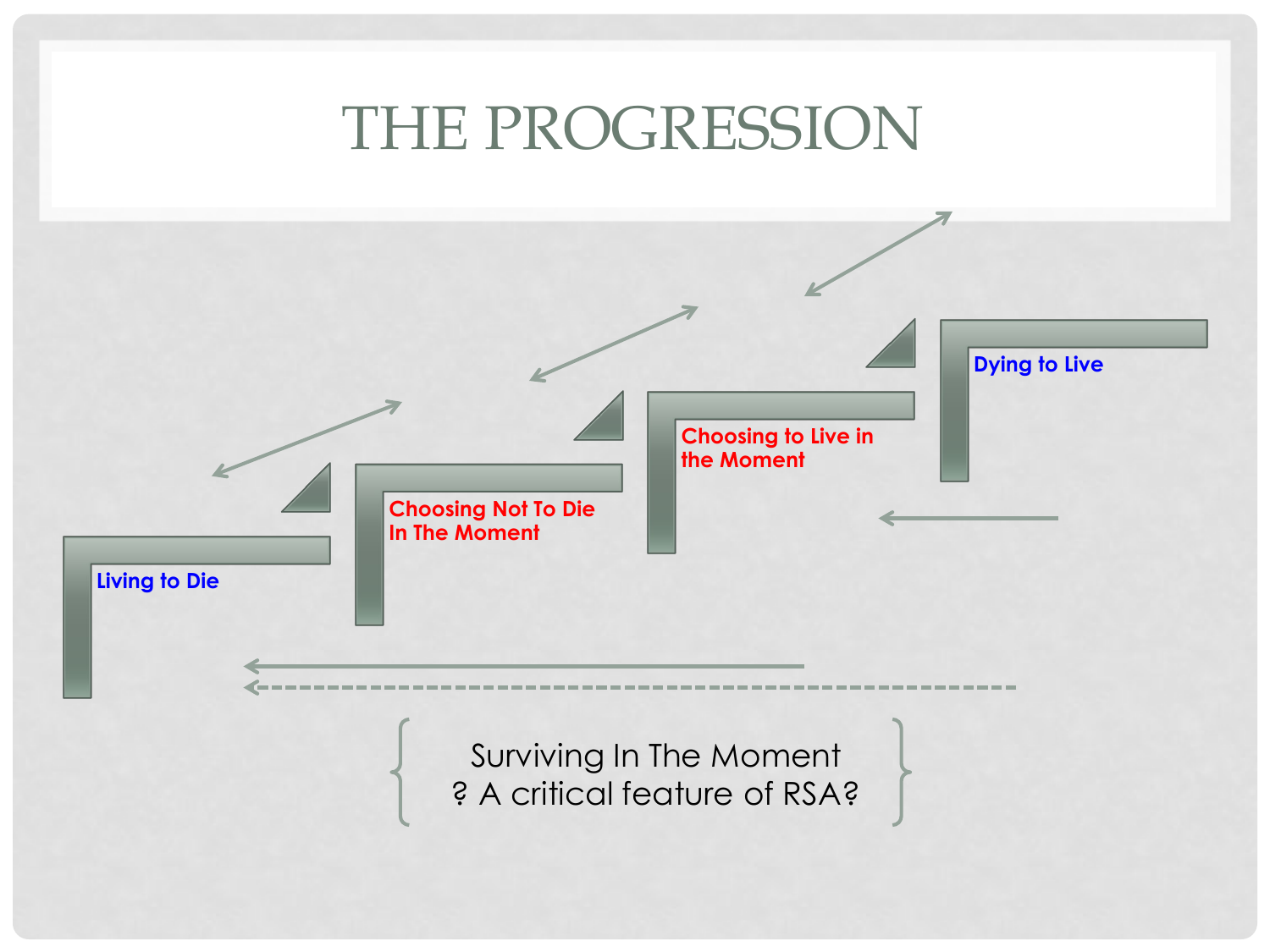# THE PROGRESSION

Living to Die

Choosing Not To Die In The Moment

Choosing to Live in the Moment

Dying to Live

{ Surviving In The Moment
? A critical feature of RSA? }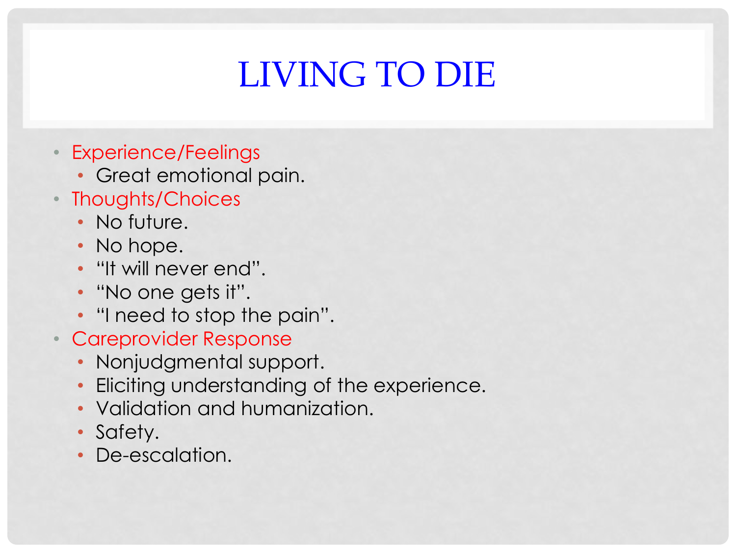# LIVING TO DIE

- Experience/Feelings
  - Great emotional pain.
- Thoughts/Choices
  - No future.
  - No hope.
  - "It will never end".
  - "No one gets it".
  - "I need to stop the pain".
- Careprovider Response
  - Nonjudgmental support.
  - Eliciting understanding of the experience.
  - Validation and humanization.
  - Safety.
  - De-escalation.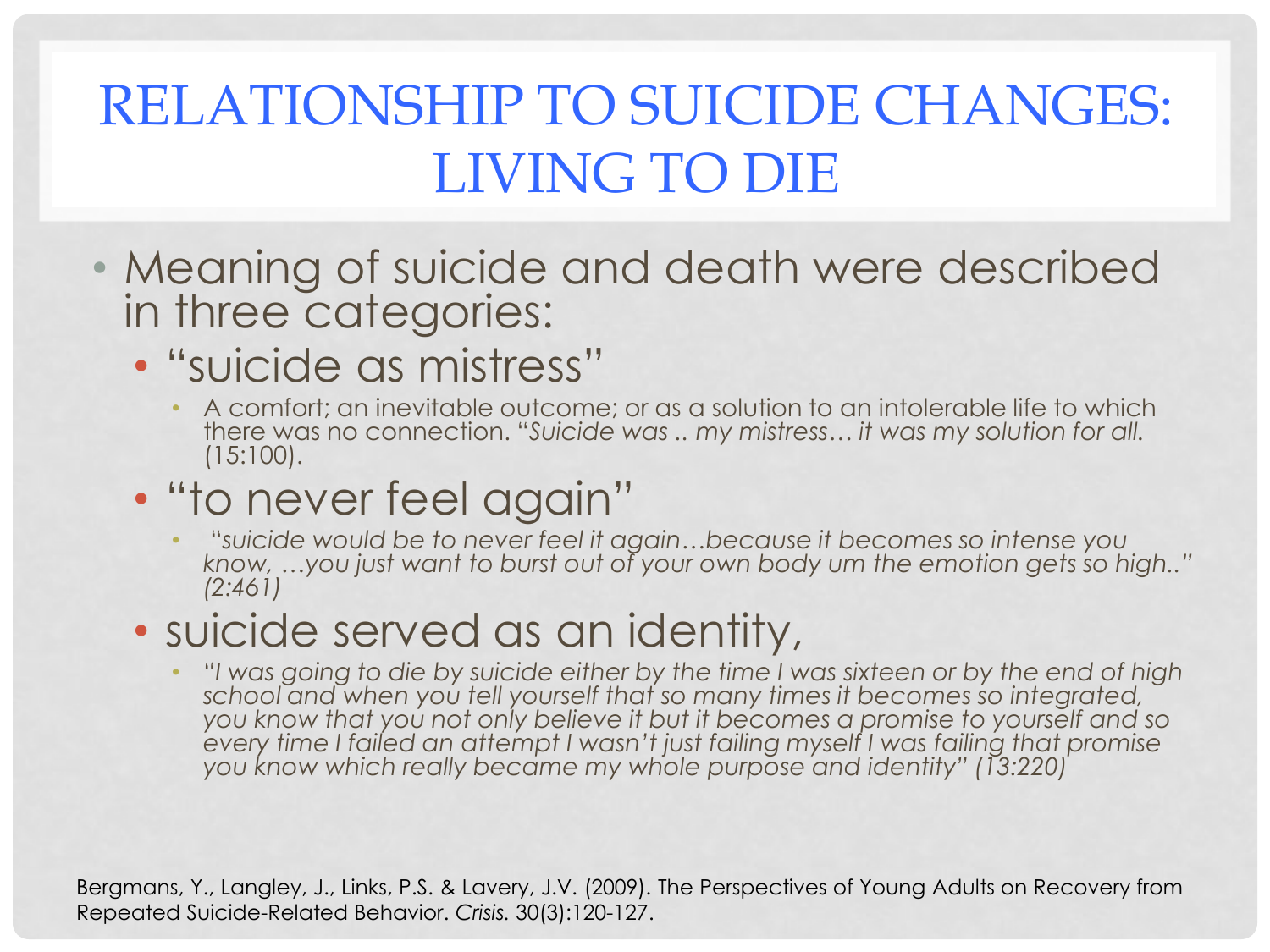# RELATIONSHIP TO SUICIDE CHANGES: LIVING TO DIE

- Meaning of suicide and death were described in three categories:
  - "suicide as mistress"
    - A comfort; an inevitable outcome; or as a solution to an intolerable life to which there was no connection. "*Suicide was .. my mistress… it was my solution for all.* (15:100).
  - "to never feel again"
    - *"suicide would be to never feel it again…because it becomes so intense you know, …you just want to burst out of your own body um the emotion gets so high.." (2:461)*
  - suicide served as an identity,
    - *"I was going to die by suicide either by the time I was sixteen or by the end of high school and when you tell yourself that so many times it becomes so integrated, you know that you not only believe it but it becomes a promise to yourself and so every time I failed an attempt I wasn't just failing myself I was failing that promise you know which really became my whole purpose and identity" (13:220)*

Bergmans, Y., Langley, J., Links, P.S. & Lavery, J.V. (2009). The Perspectives of Young Adults on Recovery from Repeated Suicide-Related Behavior. *Crisis.* 30(3):120-127.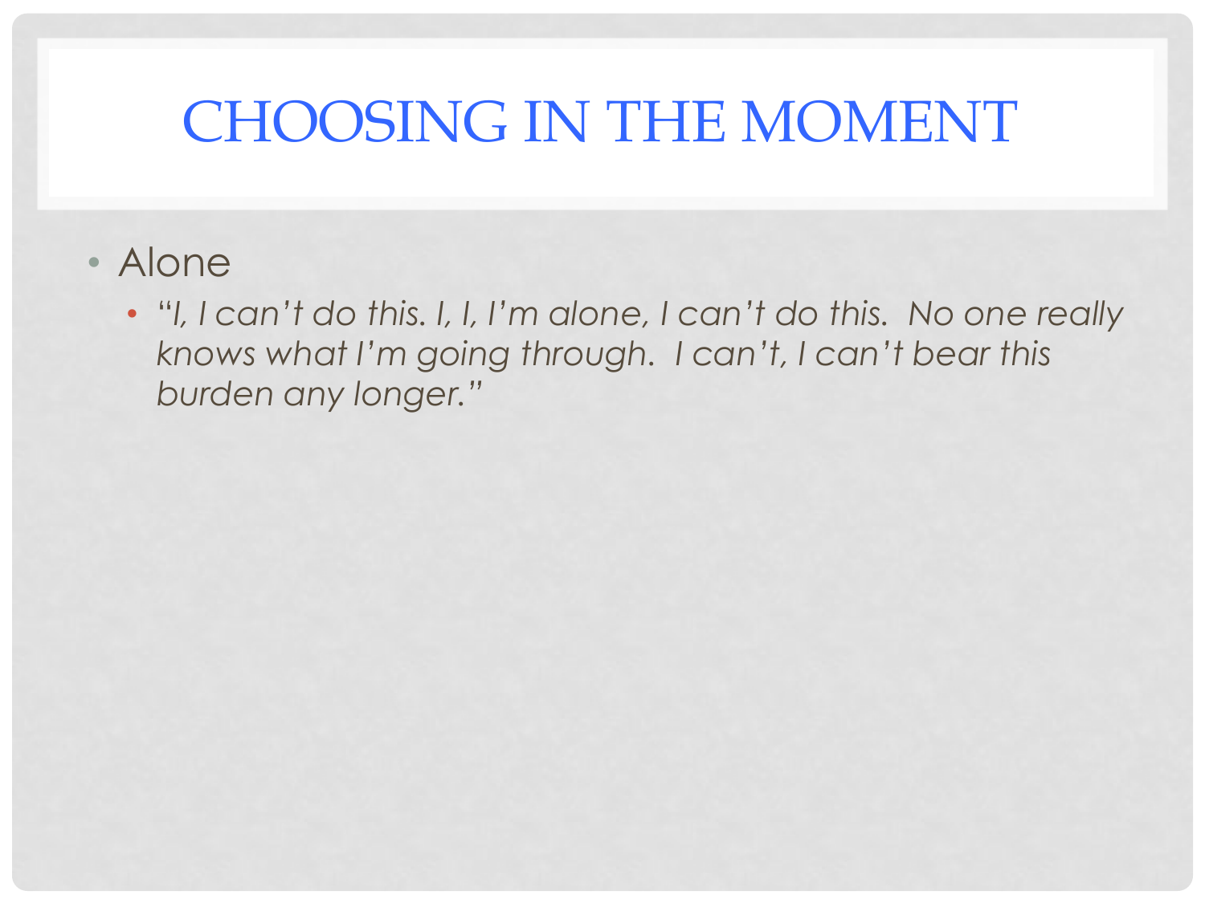# CHOOSING IN THE MOMENT

- Alone
  - *"I, I can't do this. I, I, I'm alone, I can't do this.  No one really knows what I'm going through.  I can't, I can't bear this burden any longer."*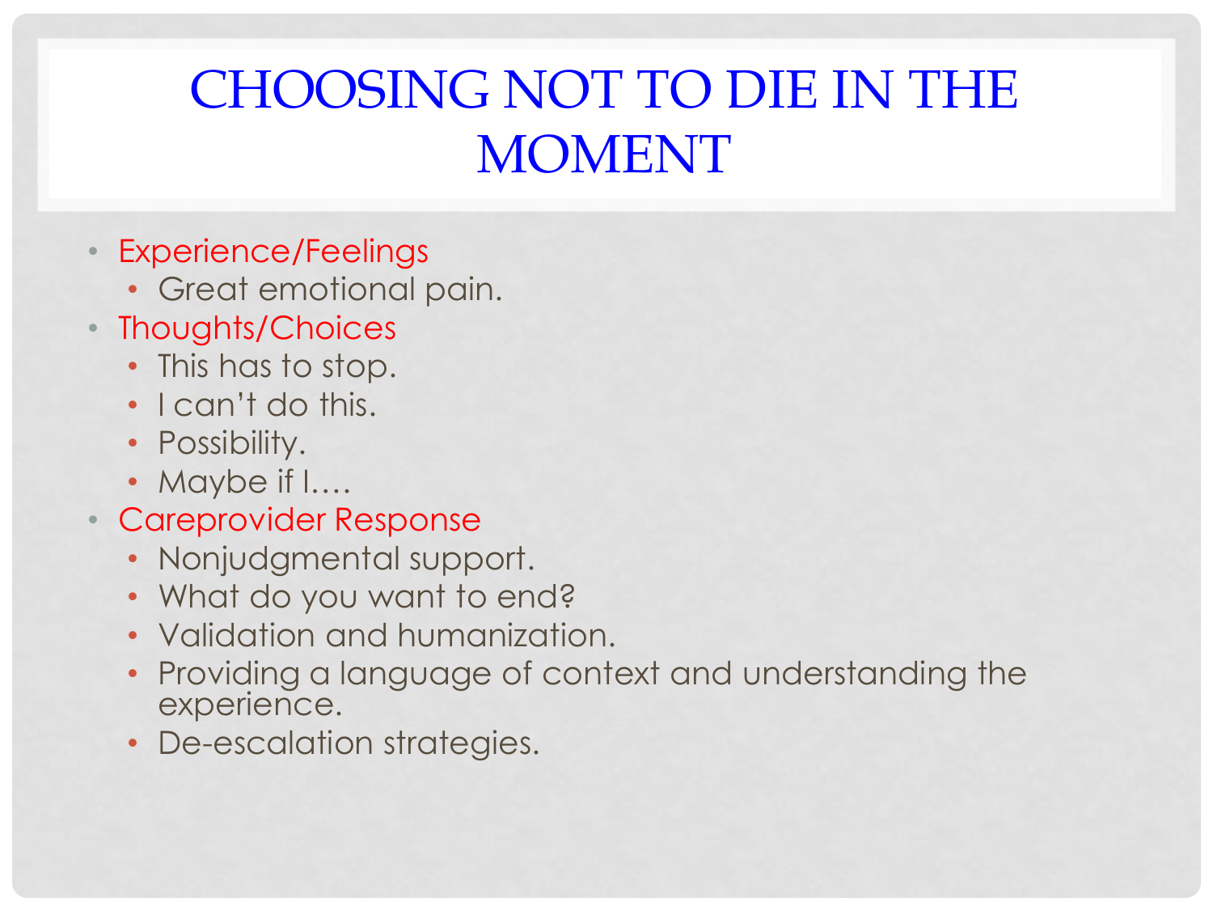# CHOOSING NOT TO DIE IN THE MOMENT

- Experience/Feelings
  - Great emotional pain.
- Thoughts/Choices
  - This has to stop.
  - I can't do this.
  - Possibility.
  - Maybe if I….
- Careprovider Response
  - Nonjudgmental support.
  - What do you want to end?
  - Validation and humanization.
  - Providing a language of context and understanding the experience.
  - De-escalation strategies.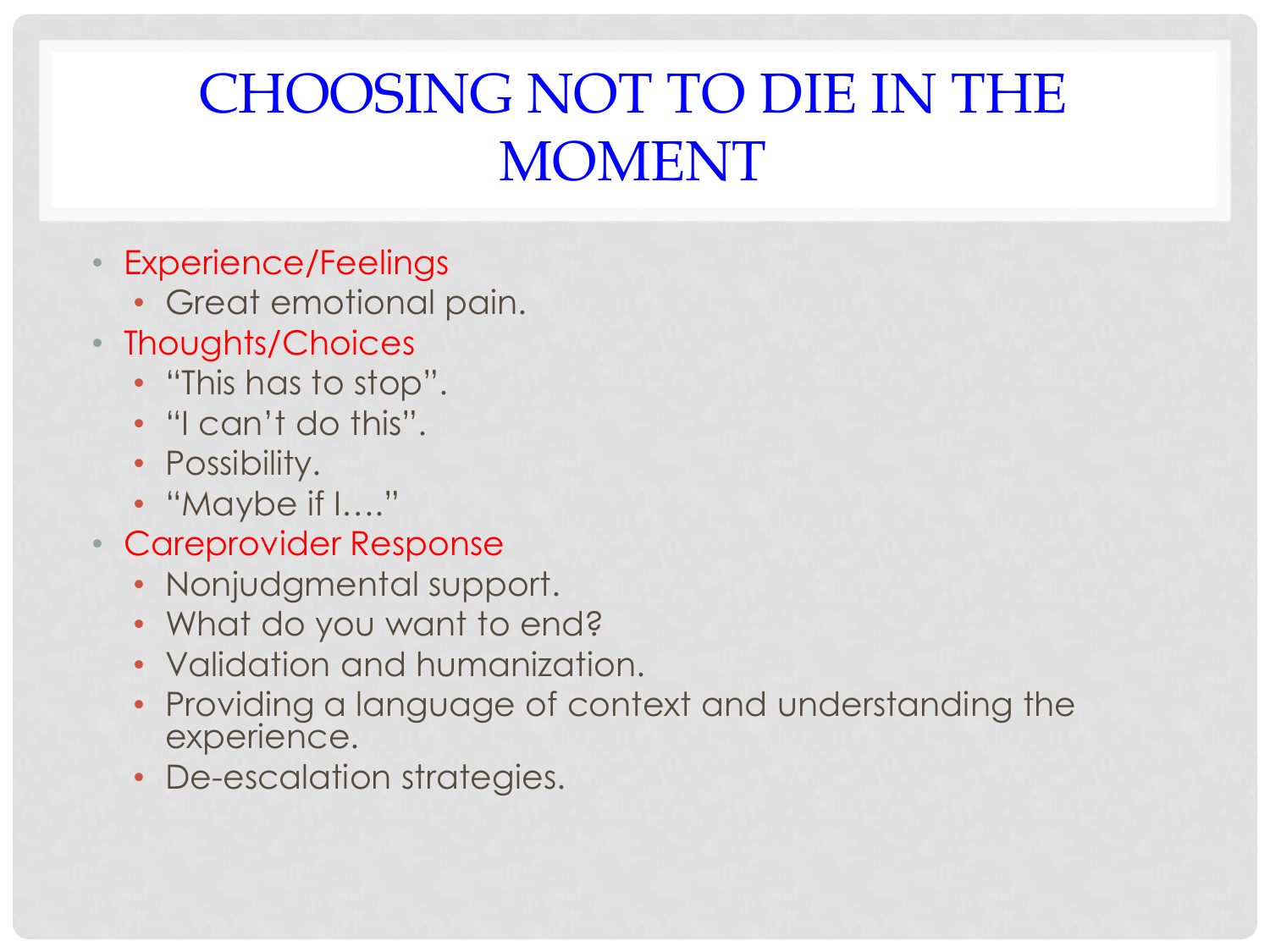# CHOOSING NOT TO DIE IN THE MOMENT

- Experience/Feelings
  - Great emotional pain.
- Thoughts/Choices
  - “This has to stop”.
  - “I can’t do this”.
  - Possibility.
  - “Maybe if I….”
- Careprovider Response
  - Nonjudgmental support.
  - What do you want to end?
  - Validation and humanization.
  - Providing a language of context and understanding the experience.
  - De-escalation strategies.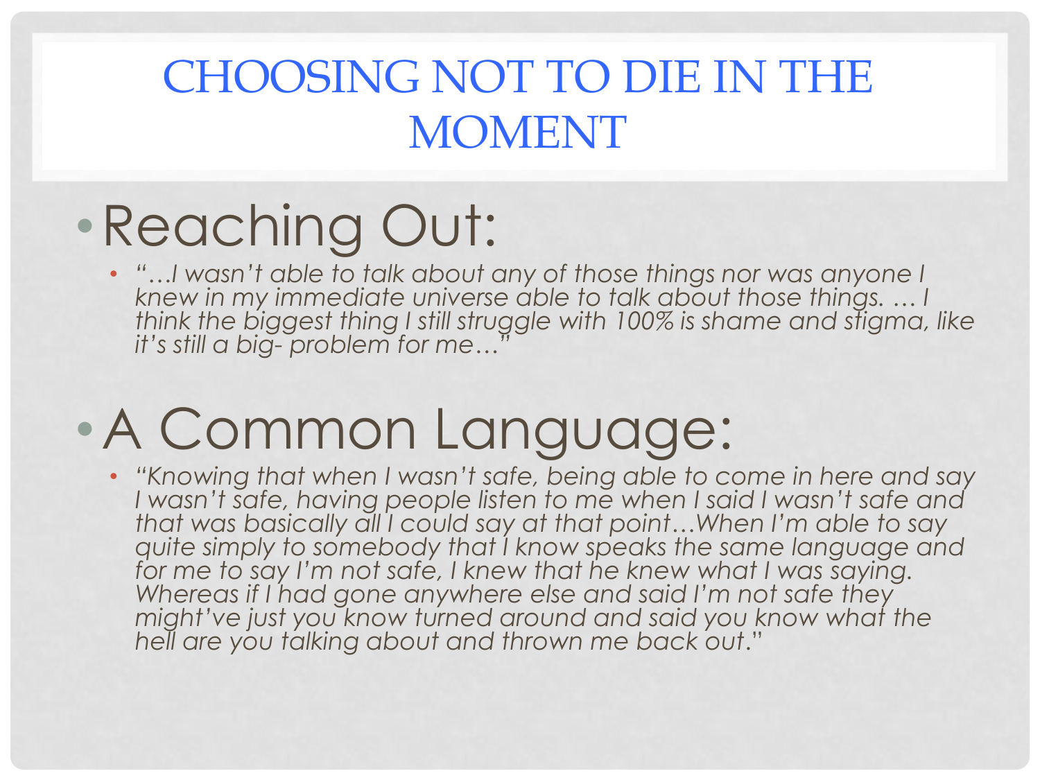# CHOOSING NOT TO DIE IN THE MOMENT

- Reaching Out:
  - *"…I wasn't able to talk about any of those things nor was anyone I knew in my immediate universe able to talk about those things. … I think the biggest thing I still struggle with 100% is shame and stigma, like it's still a big- problem for me…"*

- A Common Language:
  - *"Knowing that when I wasn't safe, being able to come in here and say I wasn't safe, having people listen to me when I said I wasn't safe and that was basically all I could say at that point…When I'm able to say quite simply to somebody that I know speaks the same language and for me to say I'm not safe, I knew that he knew what I was saying. Whereas if I had gone anywhere else and said I'm not safe they might've just you know turned around and said you know what the hell are you talking about and thrown me back out."*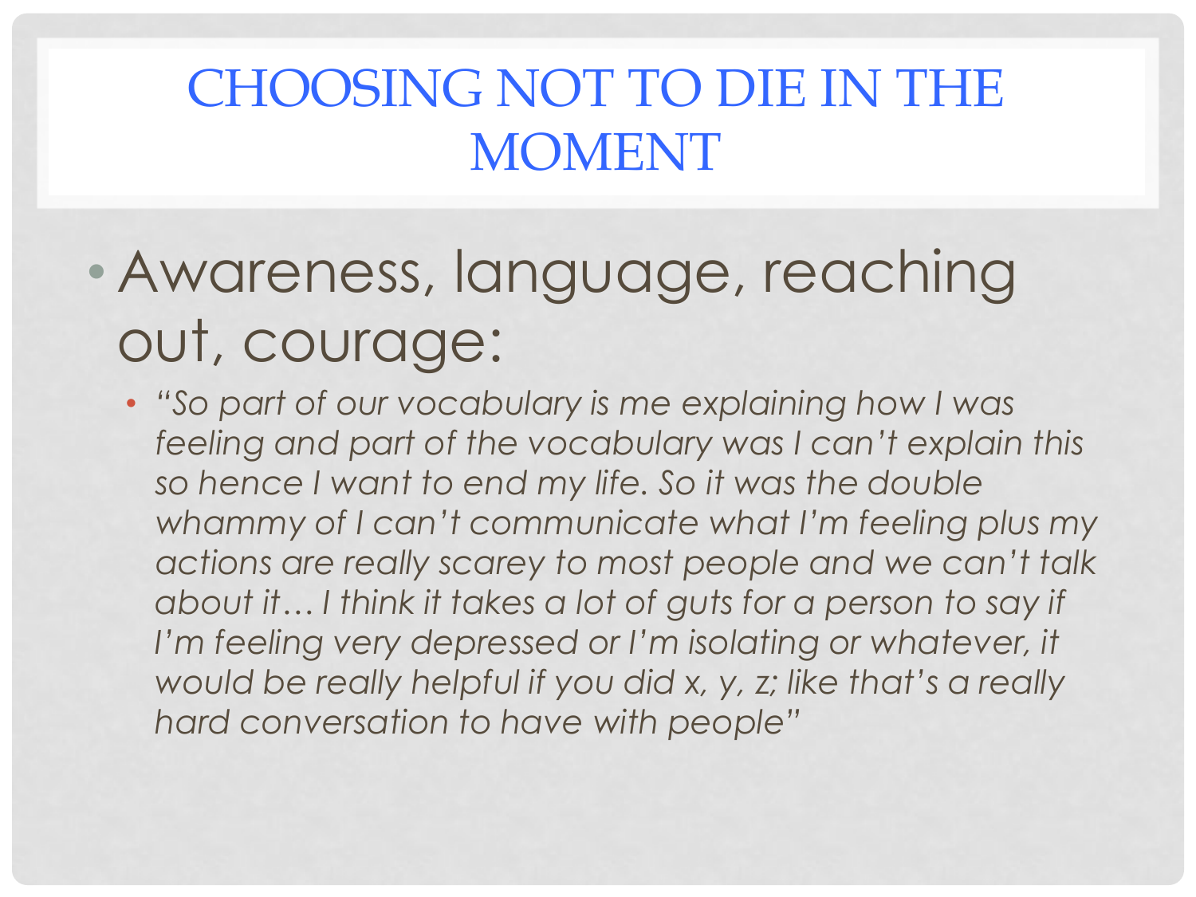# CHOOSING NOT TO DIE IN THE MOMENT

- Awareness, language, reaching out, courage:
  - *"So part of our vocabulary is me explaining how I was feeling and part of the vocabulary was I can't explain this so hence I want to end my life. So it was the double whammy of I can't communicate what I'm feeling plus my actions are really scarey to most people and we can't talk about it… I think it takes a lot of guts for a person to say if I'm feeling very depressed or I'm isolating or whatever, it would be really helpful if you did x, y, z; like that's a really hard conversation to have with people"*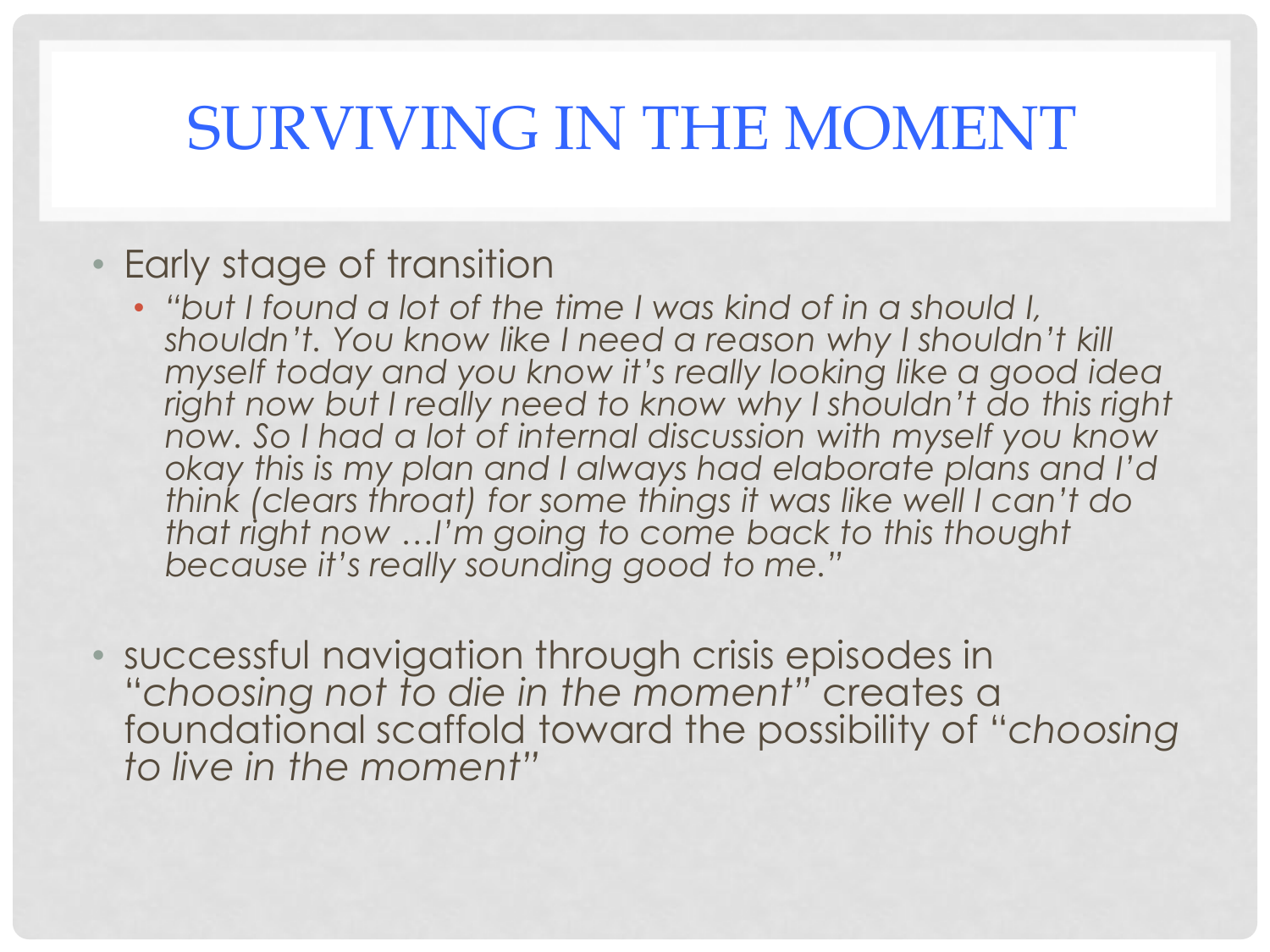# SURVIVING IN THE MOMENT

- Early stage of transition
  - *"but I found a lot of the time I was kind of in a should I, shouldn't. You know like I need a reason why I shouldn't kill myself today and you know it's really looking like a good idea right now but I really need to know why I shouldn't do this right now. So I had a lot of internal discussion with myself you know okay this is my plan and I always had elaborate plans and I'd think (clears throat) for some things it was like well I can't do that right now …I'm going to come back to this thought because it's really sounding good to me."*

- successful navigation through crisis episodes in "*choosing not to die in the moment*" creates a foundational scaffold toward the possibility of "*choosing to live in the moment*"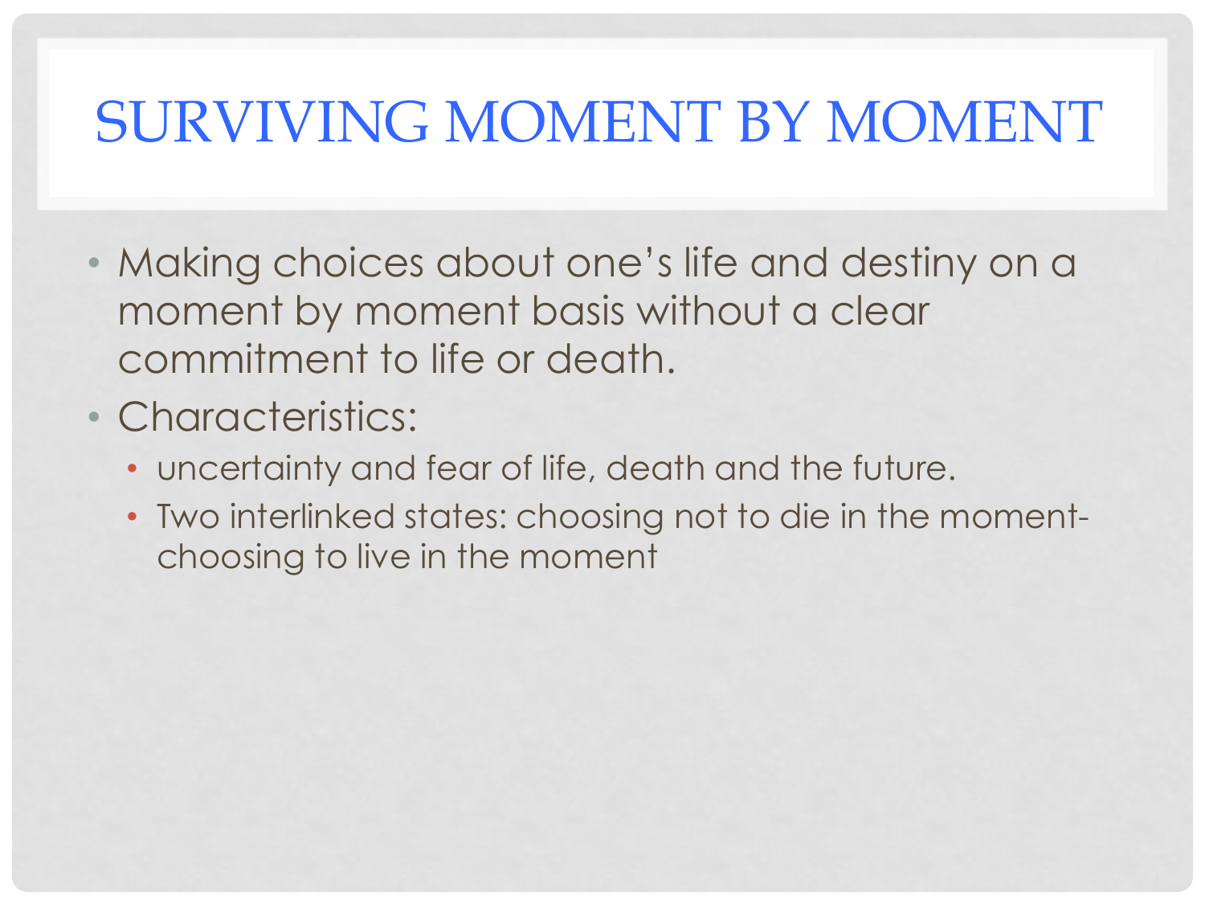# SURVIVING MOMENT BY MOMENT

- Making choices about one's life and destiny on a moment by moment basis without a clear commitment to life or death.
- Characteristics:
  - uncertainty and fear of life, death and the future.
  - Two interlinked states: choosing not to die in the moment- choosing to live in the moment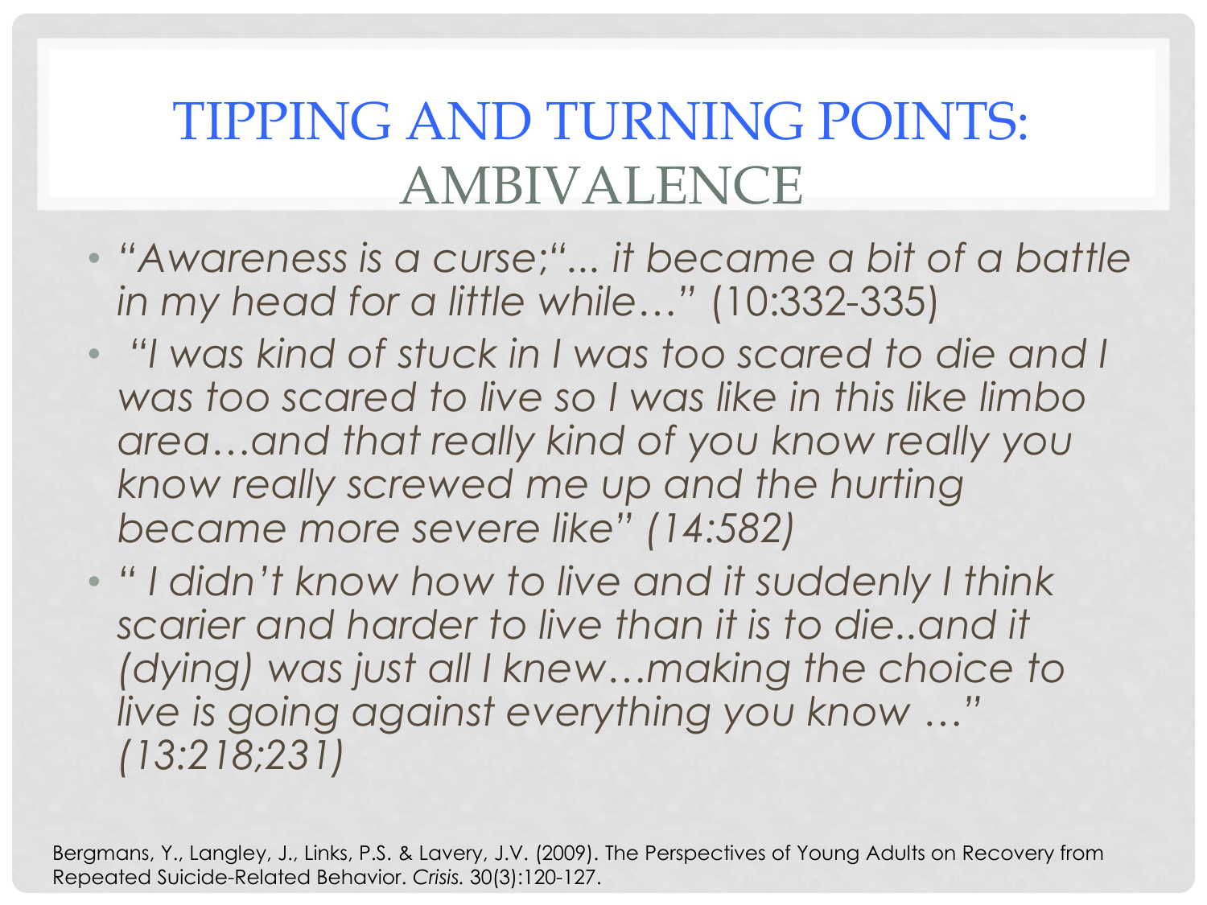# TIPPING AND TURNING POINTS: AMBIVALENCE

- *"Awareness is a curse;"... it became a bit of a battle in my head for a little while…"* (10:332-335)
- *"I was kind of stuck in I was too scared to die and I was too scared to live so I was like in this like limbo area…and that really kind of you know really you know really screwed me up and the hurting became more severe like" (14:582)*
- *" I didn't know how to live and it suddenly I think scarier and harder to live than it is to die..and it (dying) was just all I knew…making the choice to live is going against everything you know …" (13:218;231)*

Bergmans, Y., Langley, J., Links, P.S. & Lavery, J.V. (2009). The Perspectives of Young Adults on Recovery from Repeated Suicide-Related Behavior. *Crisis.* 30(3):120-127.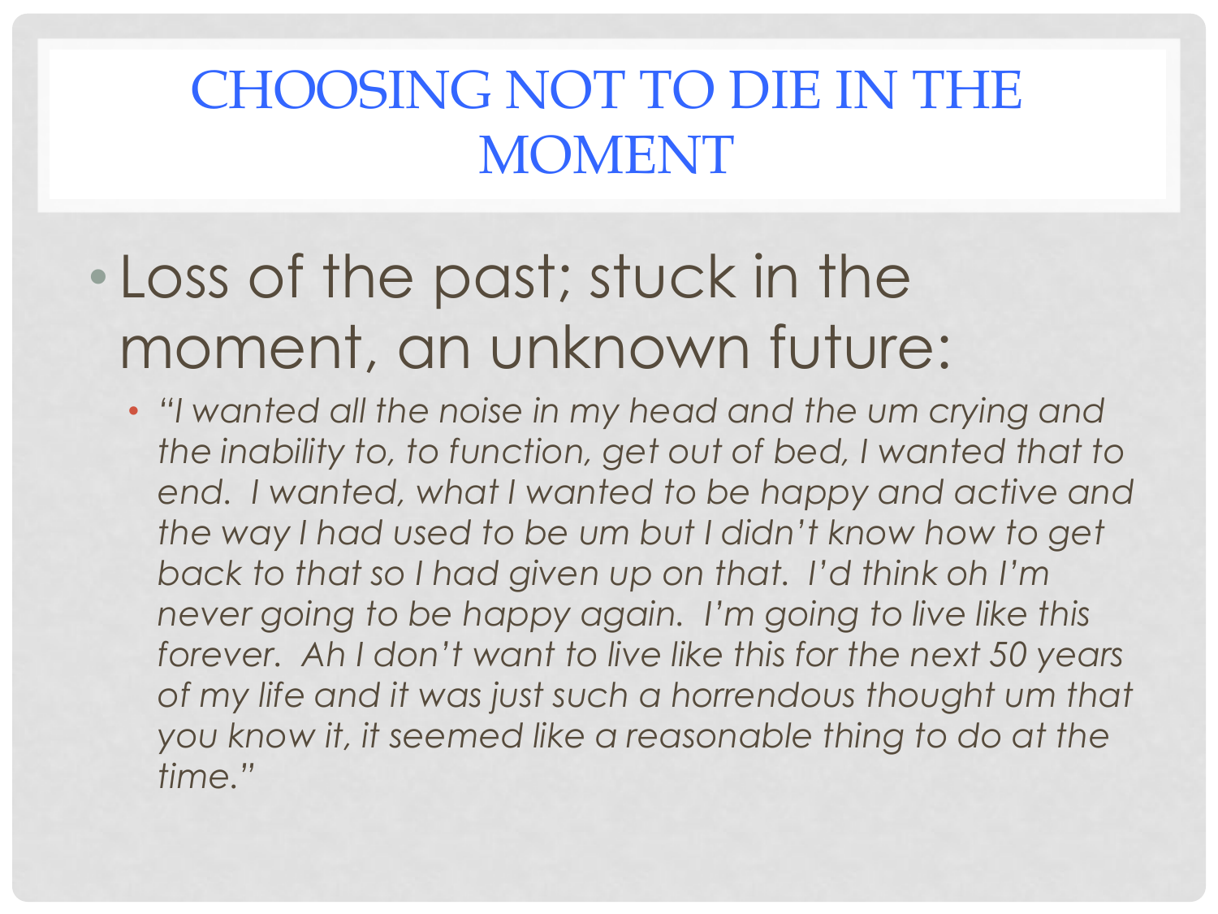# CHOOSING NOT TO DIE IN THE MOMENT

- Loss of the past; stuck in the moment, an unknown future:
  - *"I wanted all the noise in my head and the um crying and the inability to, to function, get out of bed, I wanted that to end. I wanted, what I wanted to be happy and active and the way I had used to be um but I didn't know how to get back to that so I had given up on that. I'd think oh I'm never going to be happy again. I'm going to live like this forever. Ah I don't want to live like this for the next 50 years of my life and it was just such a horrendous thought um that you know it, it seemed like a reasonable thing to do at the time."*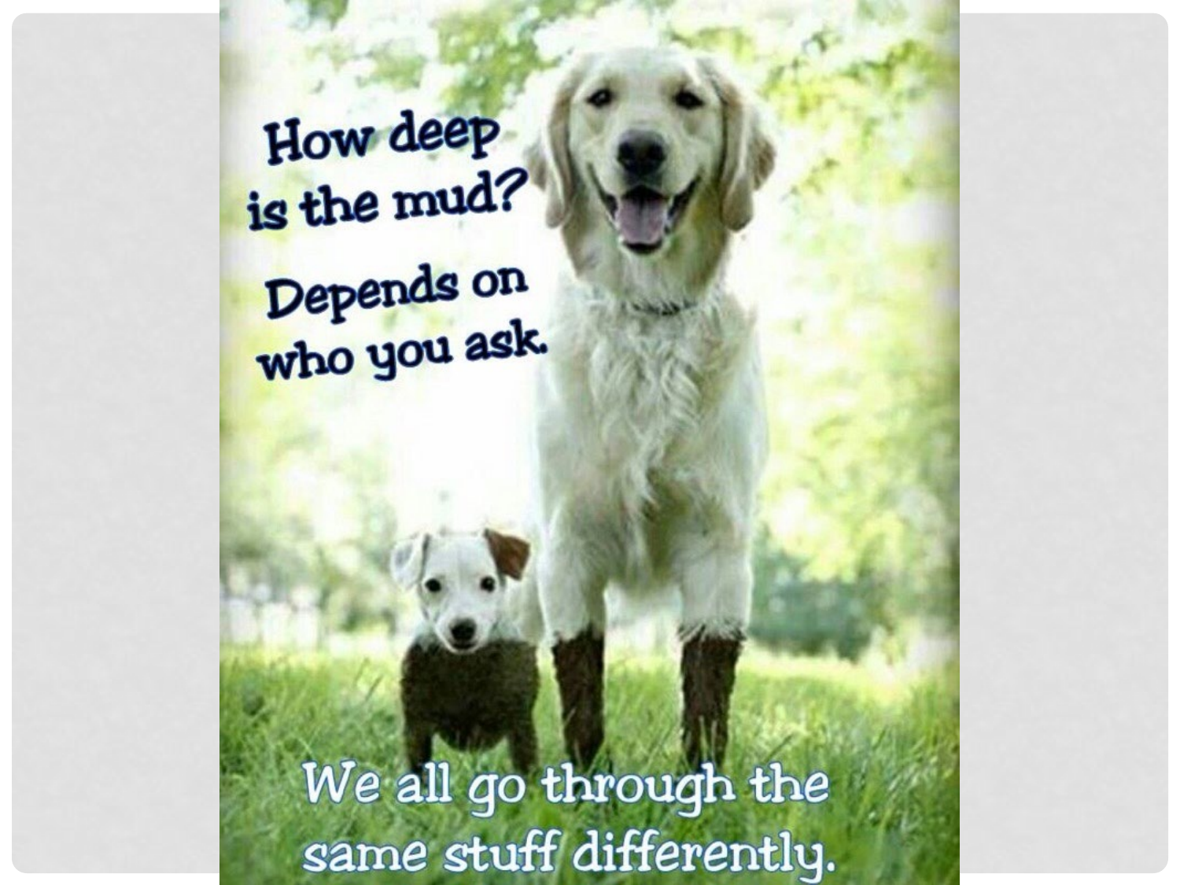How deep is the mud?

Depends on who you ask.

We all go through the same stuff differently.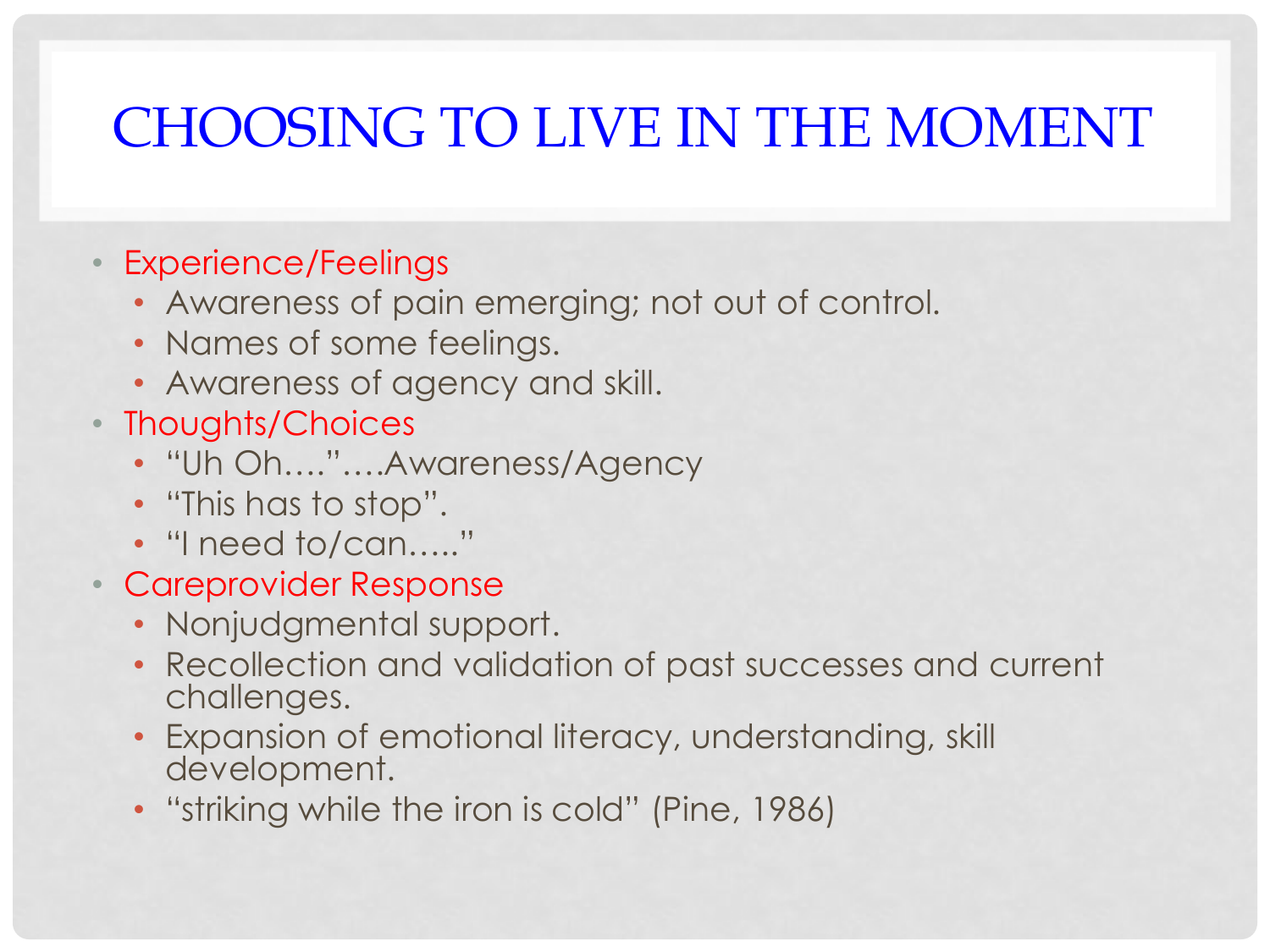# CHOOSING TO LIVE IN THE MOMENT

- Experience/Feelings
  - Awareness of pain emerging; not out of control.
  - Names of some feelings.
  - Awareness of agency and skill.
- Thoughts/Choices
  - "Uh Oh…."….Awareness/Agency
  - "This has to stop".
  - "I need to/can….."
- Careprovider Response
  - Nonjudgmental support.
  - Recollection and validation of past successes and current challenges.
  - Expansion of emotional literacy, understanding, skill development.
  - "striking while the iron is cold" (Pine, 1986)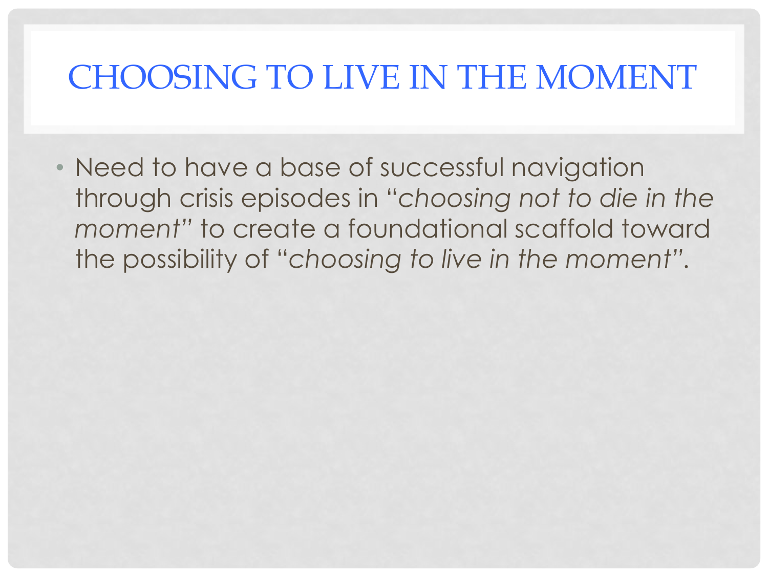# CHOOSING TO LIVE IN THE MOMENT

- Need to have a base of successful navigation through crisis episodes in "*choosing not to die in the moment*" to create a foundational scaffold toward the possibility of "*choosing to live in the moment*".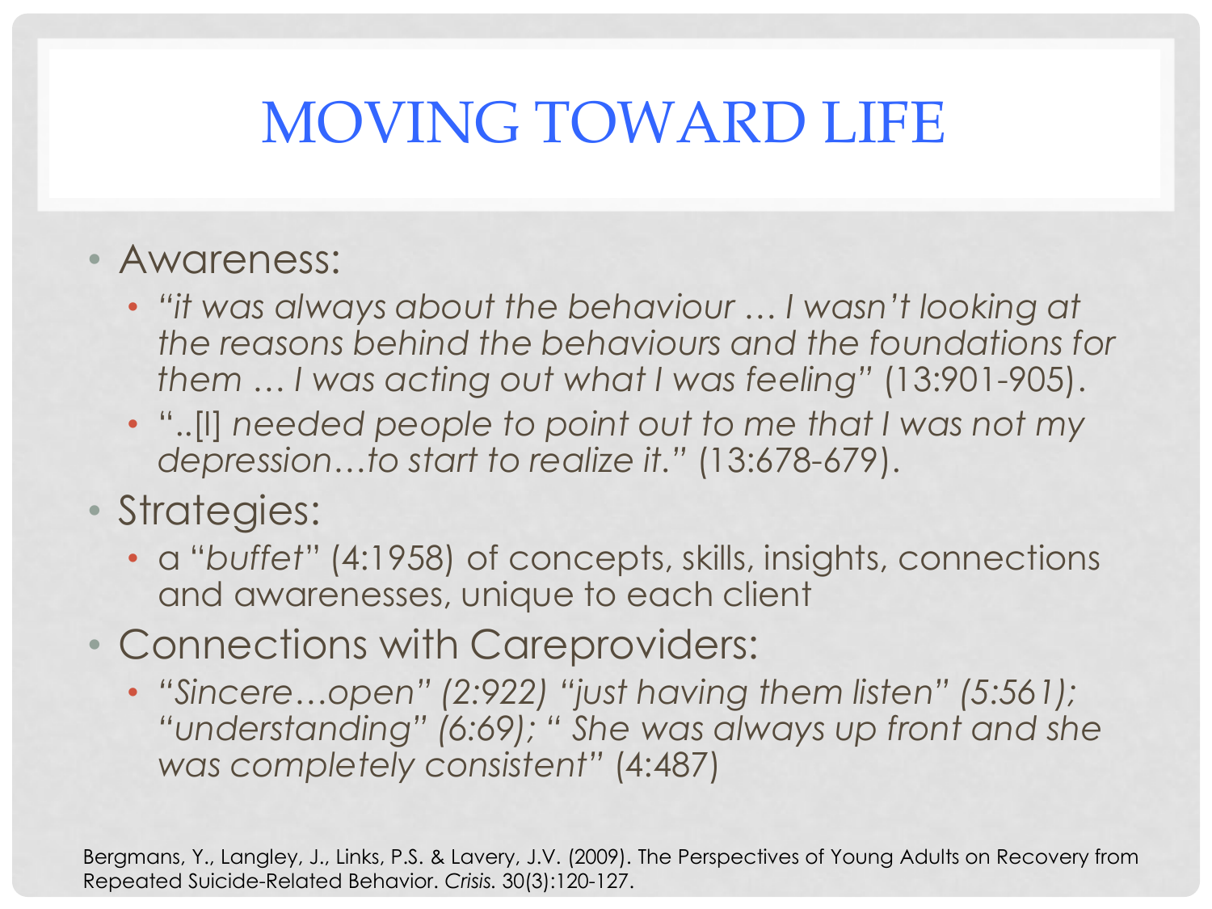# MOVING TOWARD LIFE

- Awareness:
  - *"it was always about the behaviour … I wasn't looking at the reasons behind the behaviours and the foundations for them … I was acting out what I was feeling"* (13:901-905).
  - "..[I] *needed people to point out to me that I was not my depression…to start to realize it."* (13:678-679).
- Strategies:
  - a "*buffet*" (4:1958) of concepts, skills, insights, connections and awarenesses, unique to each client
- Connections with Careproviders:
  - *"Sincere…open" (2:922) "just having them listen" (5:561); "understanding" (6:69); " She was always up front and she was completely consistent"* (4:487)

Bergmans, Y., Langley, J., Links, P.S. & Lavery, J.V. (2009). The Perspectives of Young Adults on Recovery from Repeated Suicide-Related Behavior. *Crisis*. 30(3):120-127.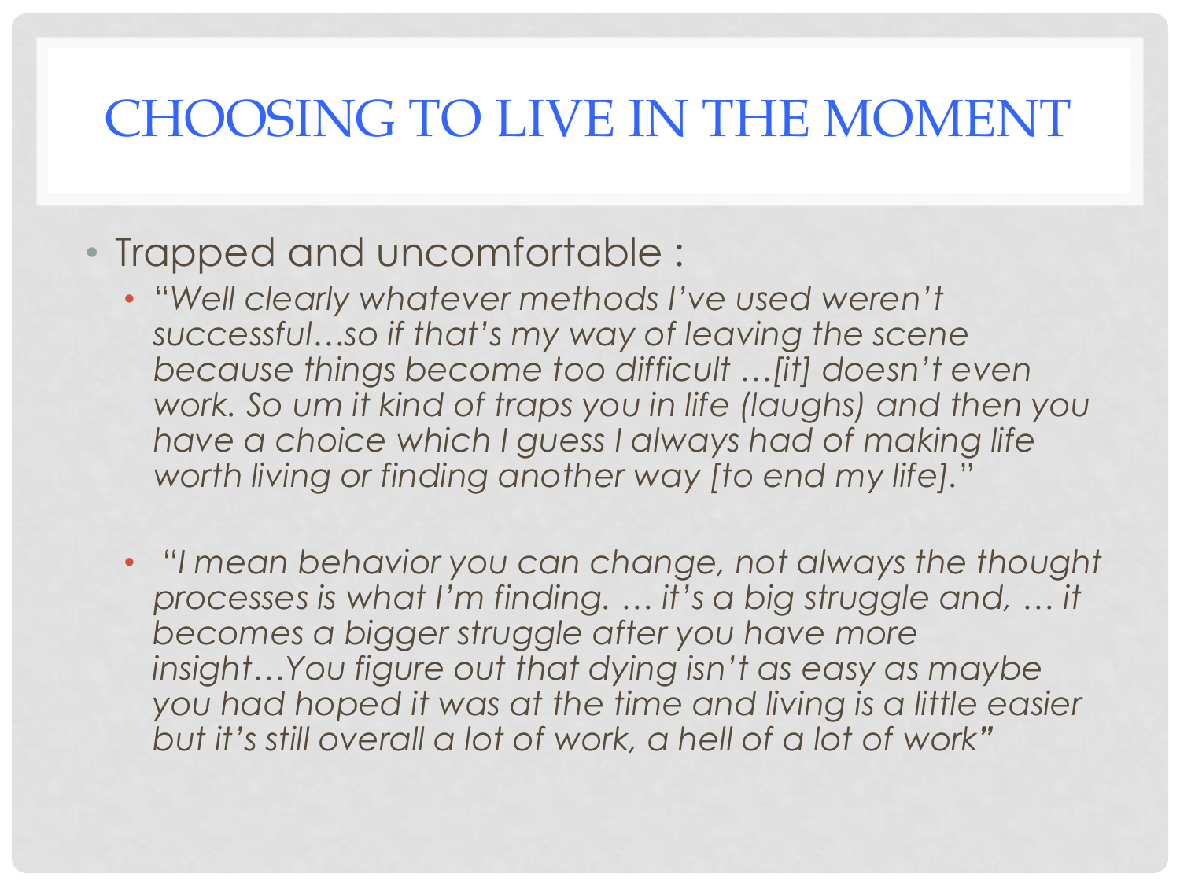# CHOOSING TO LIVE IN THE MOMENT

- Trapped and uncomfortable :
  - *"Well clearly whatever methods I've used weren't successful…so if that's my way of leaving the scene because things become too difficult …[it] doesn't even work. So um it kind of traps you in life (laughs) and then you have a choice which I guess I always had of making life worth living or finding another way [to end my life]."*
  - *"I mean behavior you can change, not always the thought processes is what I'm finding. … it's a big struggle and, … it becomes a bigger struggle after you have more insight…You figure out that dying isn't as easy as maybe you had hoped it was at the time and living is a little easier but it's still overall a lot of work, a hell of a lot of work"*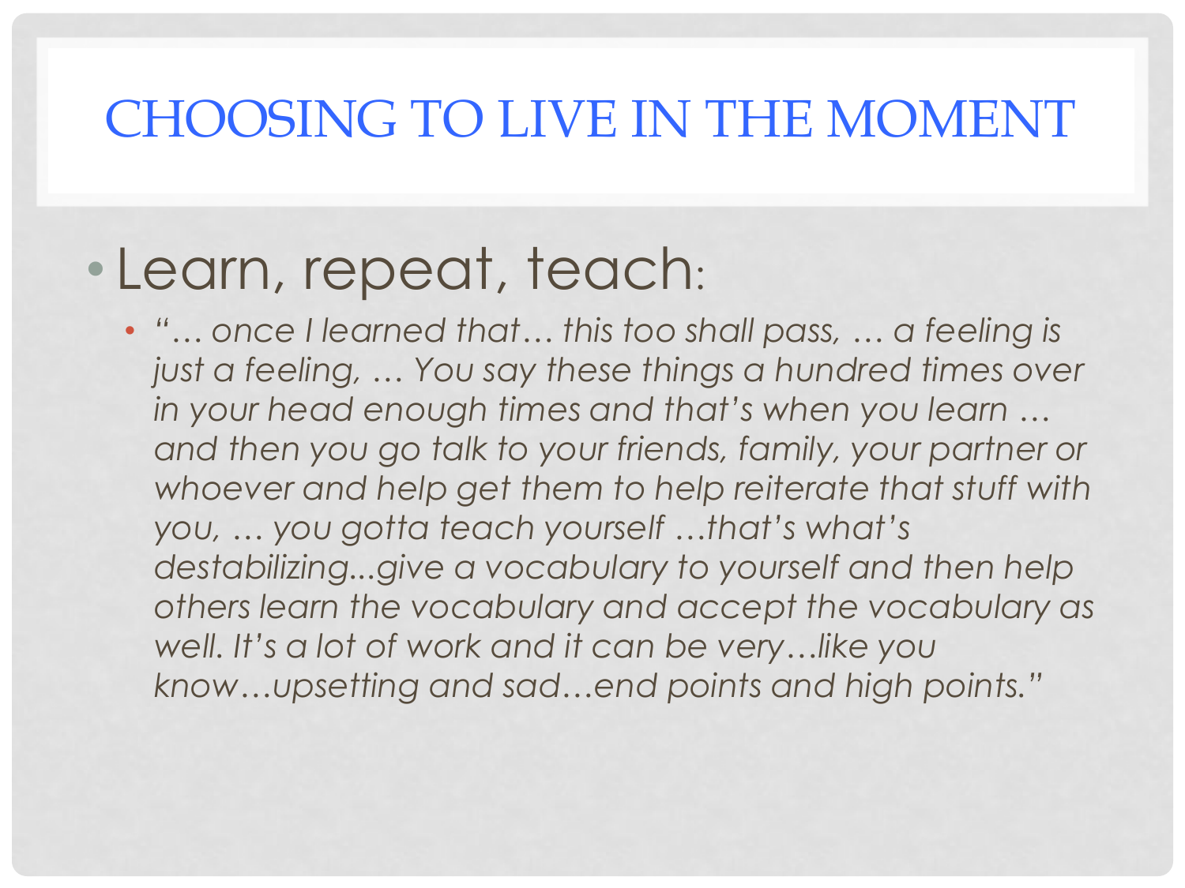# CHOOSING TO LIVE IN THE MOMENT

- Learn, repeat, teach:
  - *"… once I learned that… this too shall pass, … a feeling is just a feeling, … You say these things a hundred times over in your head enough times and that's when you learn … and then you go talk to your friends, family, your partner or whoever and help get them to help reiterate that stuff with you, … you gotta teach yourself …that's what's destabilizing...give a vocabulary to yourself and then help others learn the vocabulary and accept the vocabulary as well. It's a lot of work and it can be very…like you know…upsetting and sad…end points and high points."*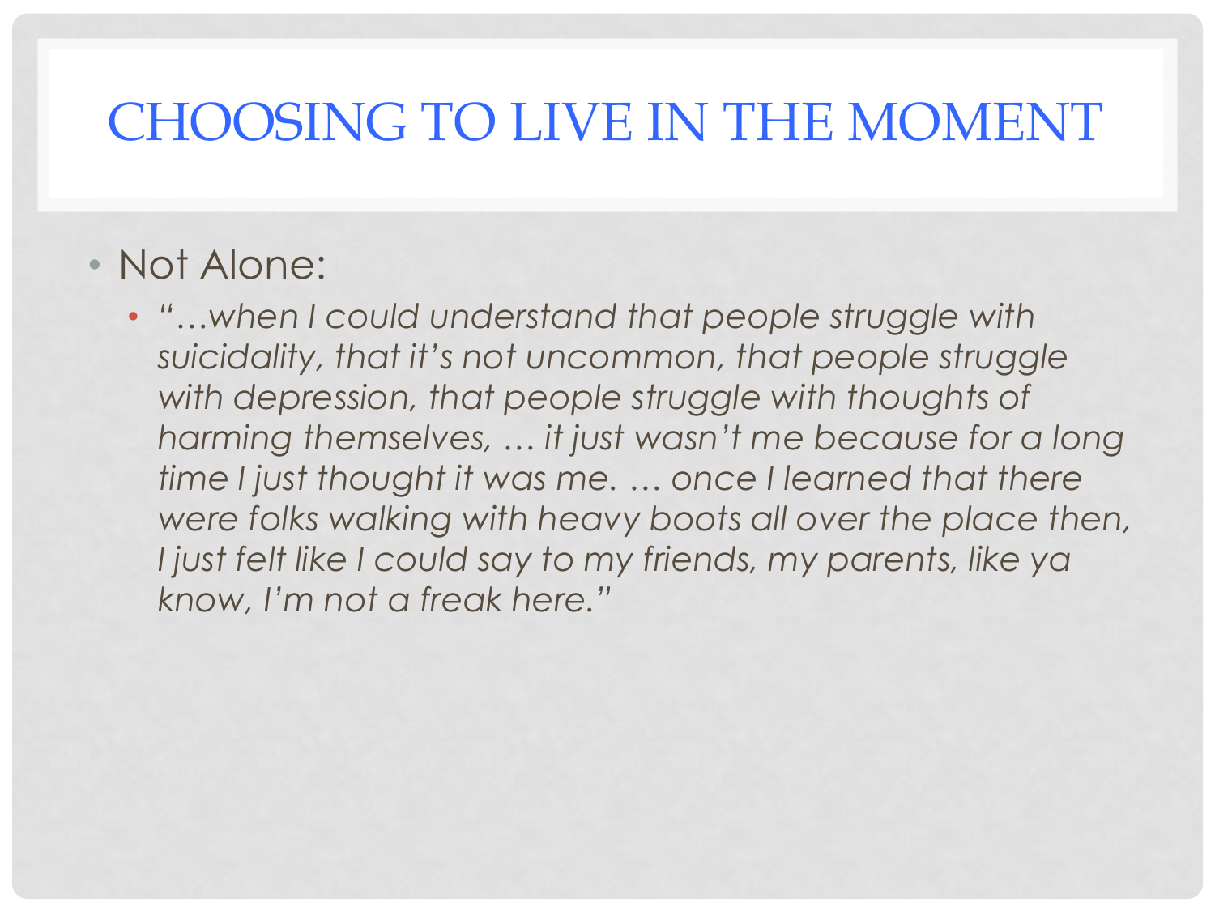# CHOOSING TO LIVE IN THE MOMENT

- Not Alone:
  - *"…when I could understand that people struggle with suicidality, that it's not uncommon, that people struggle with depression, that people struggle with thoughts of harming themselves, … it just wasn't me because for a long time I just thought it was me. … once I learned that there were folks walking with heavy boots all over the place then, I just felt like I could say to my friends, my parents, like ya know, I'm not a freak here."*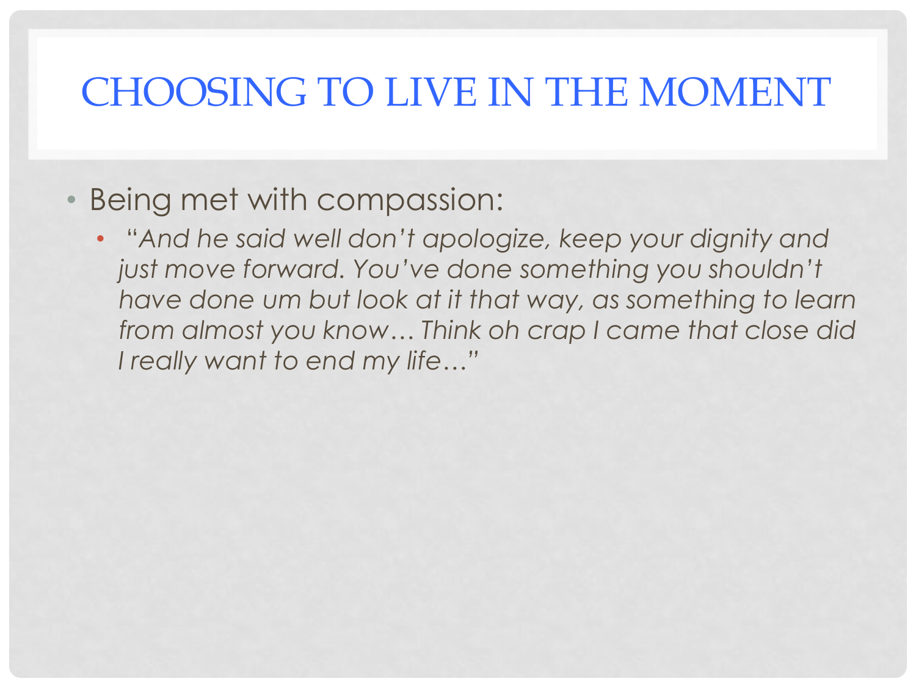# CHOOSING TO LIVE IN THE MOMENT

- Being met with compassion:
  - *"And he said well don't apologize, keep your dignity and just move forward. You've done something you shouldn't have done um but look at it that way, as something to learn from almost you know… Think oh crap I came that close did I really want to end my life…"*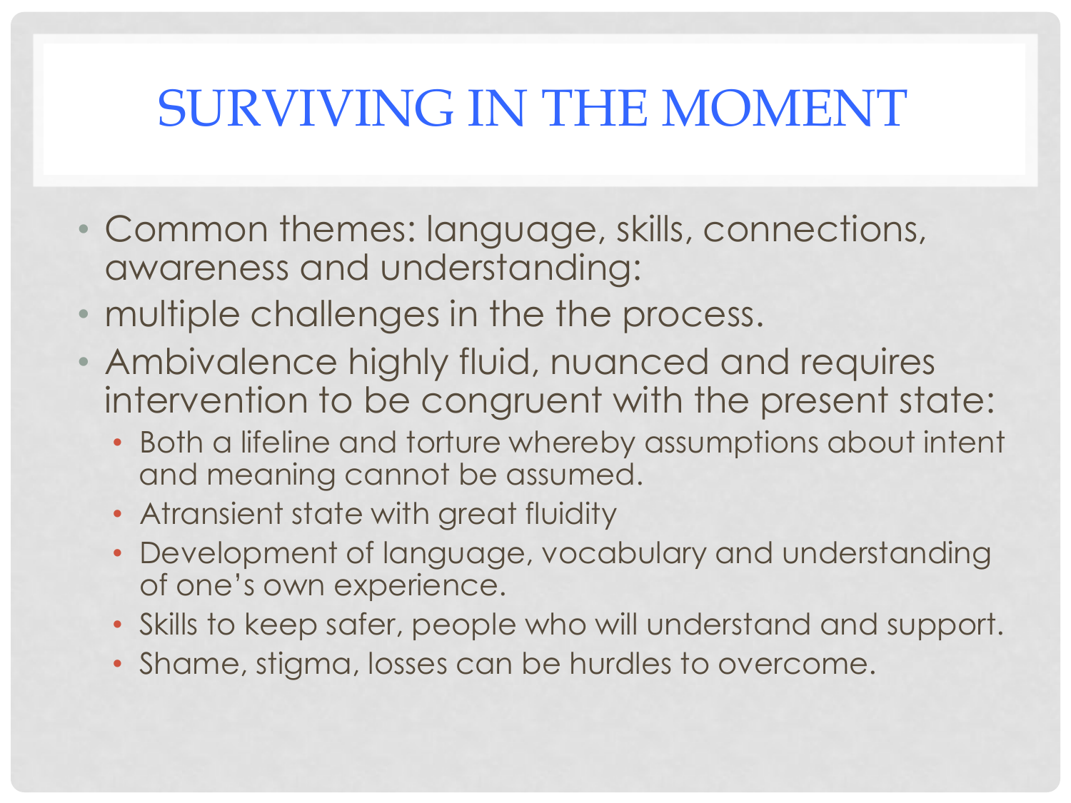# SURVIVING IN THE MOMENT

- Common themes: language, skills, connections, awareness and understanding:
- multiple challenges in the the process.
- Ambivalence highly fluid, nuanced and requires intervention to be congruent with the present state:
  - Both a lifeline and torture whereby assumptions about intent and meaning cannot be assumed.
  - Atransient state with great fluidity
  - Development of language, vocabulary and understanding of one's own experience.
  - Skills to keep safer, people who will understand and support.
  - Shame, stigma, losses can be hurdles to overcome.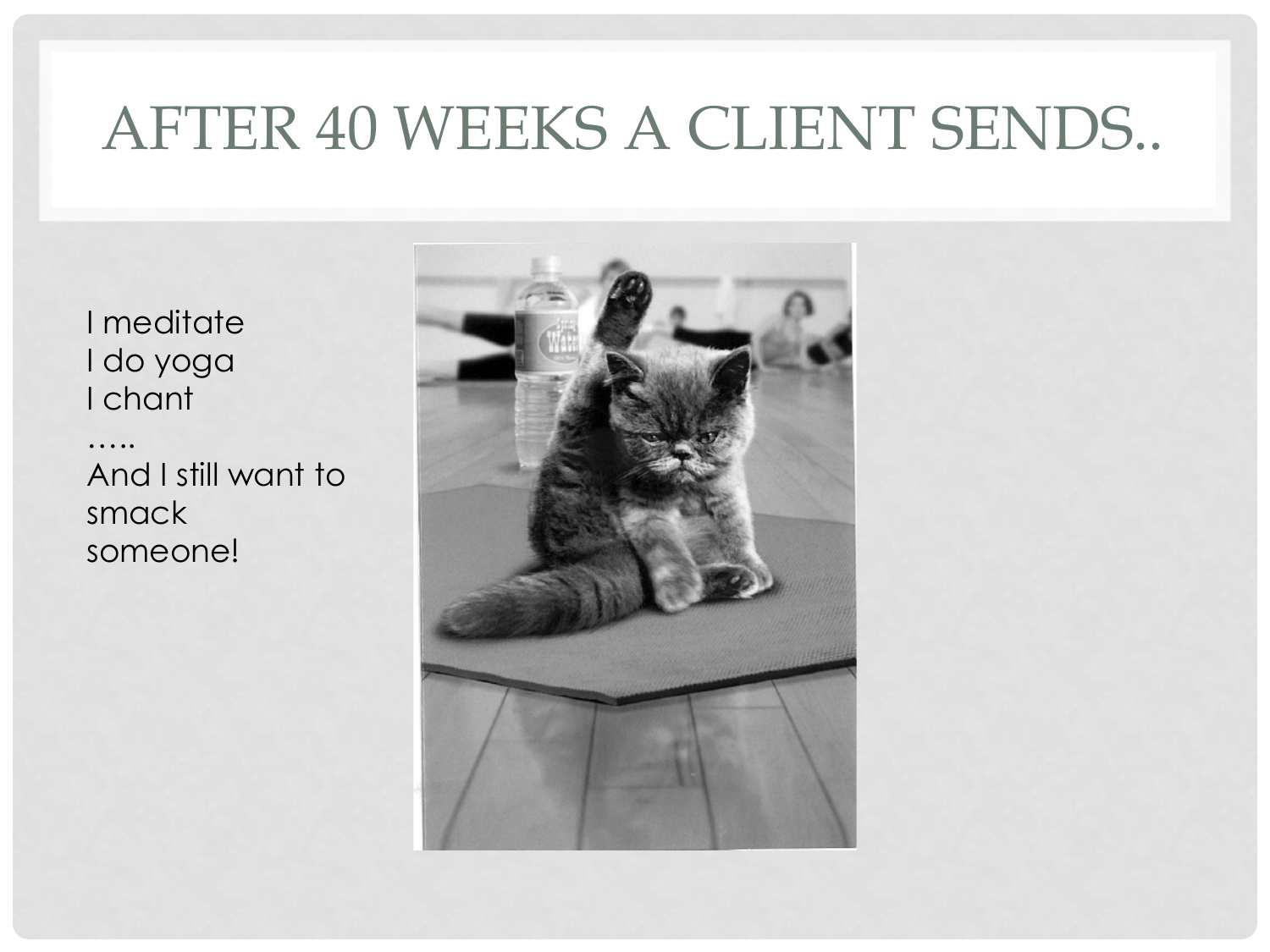# AFTER 40 WEEKS A CLIENT SENDS..

I meditate
I do yoga
I chant
…..
And I still want to smack someone!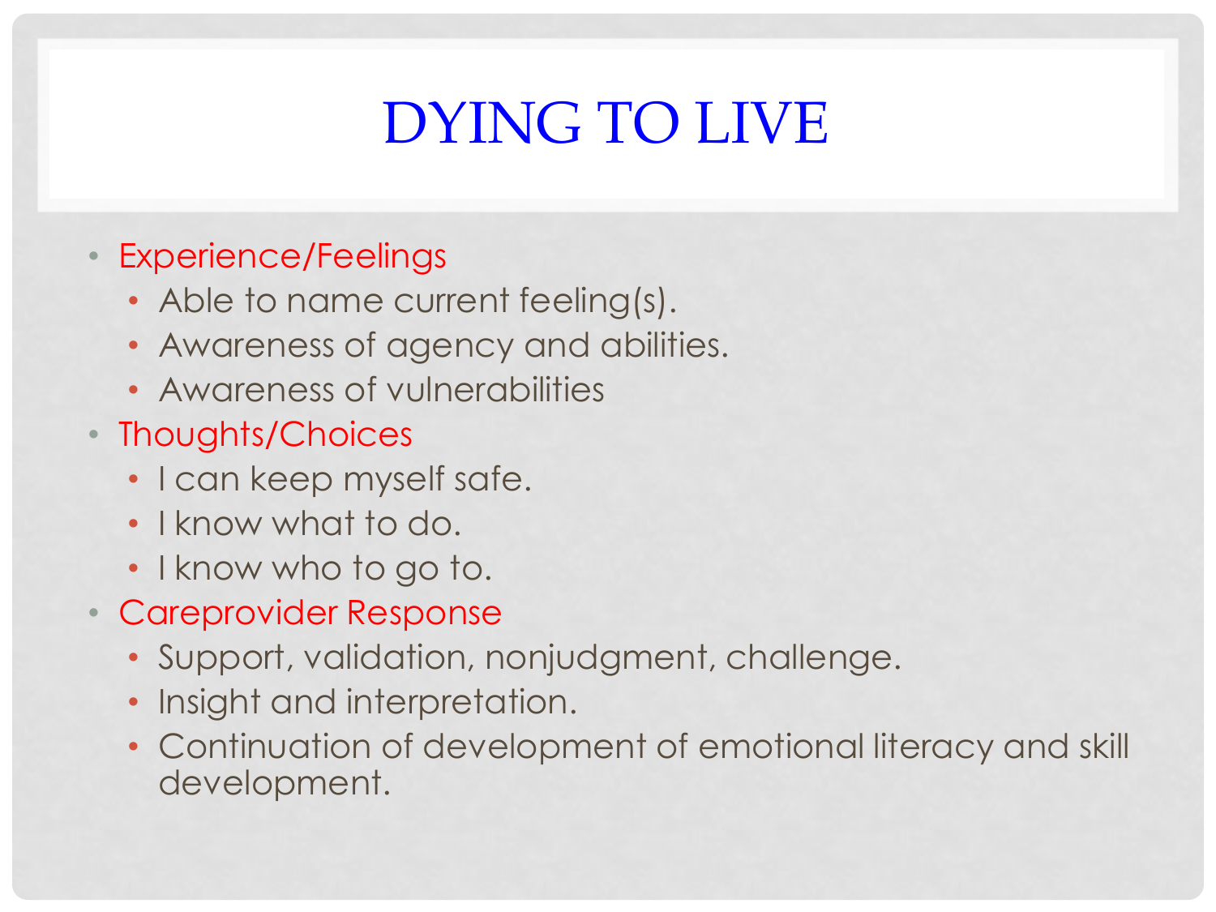# DYING TO LIVE

- Experience/Feelings
  - Able to name current feeling(s).
  - Awareness of agency and abilities.
  - Awareness of vulnerabilities
- Thoughts/Choices
  - I can keep myself safe.
  - I know what to do.
  - I know who to go to.
- Careprovider Response
  - Support, validation, nonjudgment, challenge.
  - Insight and interpretation.
  - Continuation of development of emotional literacy and skill development.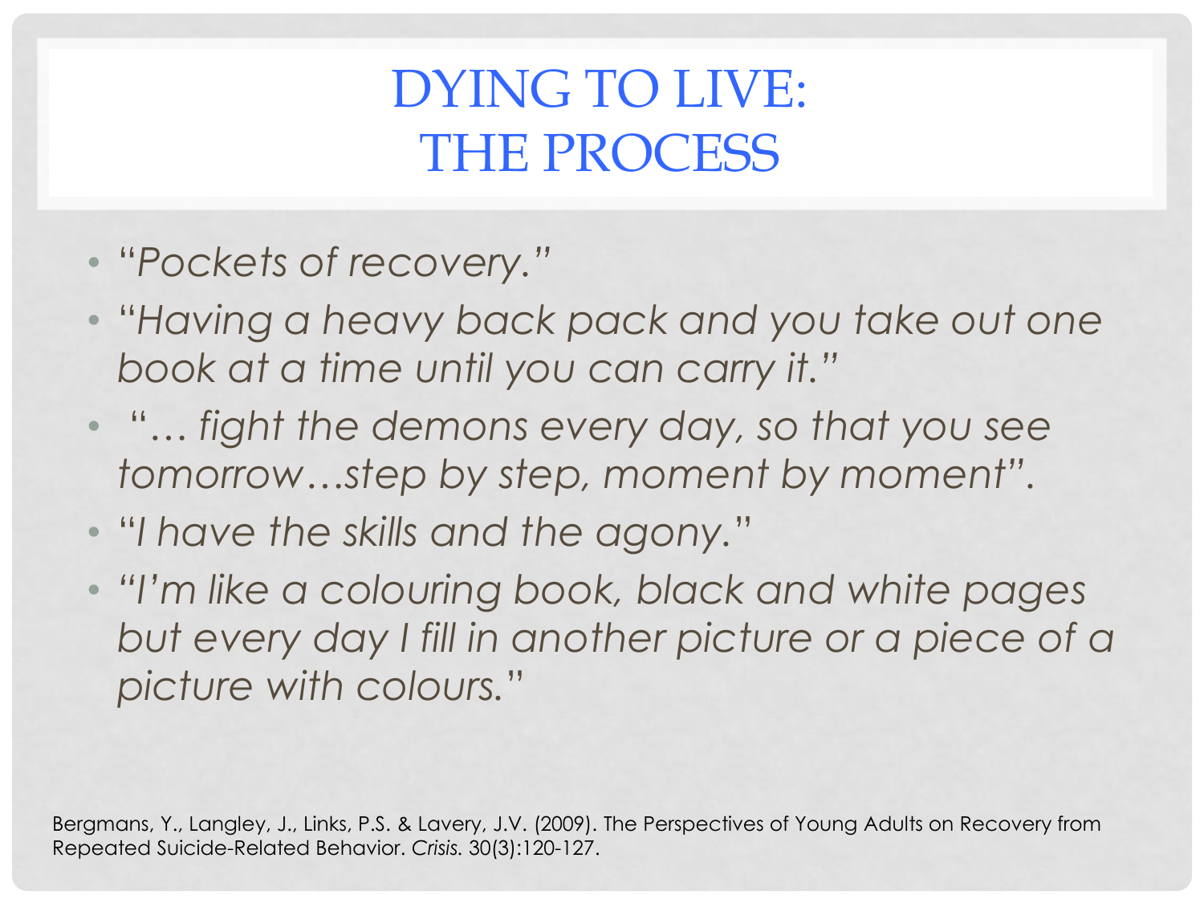# DYING TO LIVE: THE PROCESS

- *"Pockets of recovery."*
- *"Having a heavy back pack and you take out one book at a time until you can carry it."*
- *"… fight the demons every day, so that you see tomorrow…step by step, moment by moment".*
- *"I have the skills and the agony."*
- *"I'm like a colouring book, black and white pages but every day I fill in another picture or a piece of a picture with colours."*

Bergmans, Y., Langley, J., Links, P.S. & Lavery, J.V. (2009). The Perspectives of Young Adults on Recovery from Repeated Suicide-Related Behavior. *Crisis.* 30(3):120-127.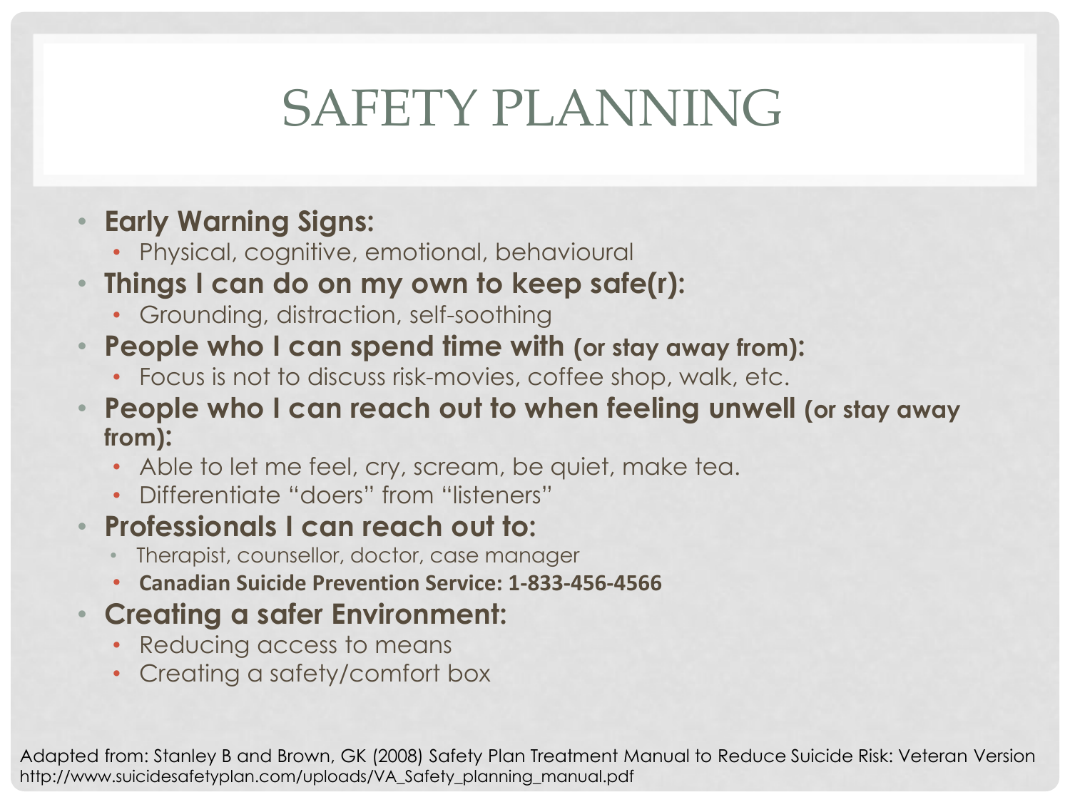# SAFETY PLANNING

- **Early Warning Signs:**
  - Physical, cognitive, emotional, behavioural
- **Things I can do on my own to keep safe(r):**
  - Grounding, distraction, self-soothing
- **People who I can spend time with (or stay away from):**
  - Focus is not to discuss risk-movies, coffee shop, walk, etc.
- **People who I can reach out to when feeling unwell (or stay away from):**
  - Able to let me feel, cry, scream, be quiet, make tea.
  - Differentiate "doers" from "listeners"
- **Professionals I can reach out to:**
  - Therapist, counsellor, doctor, case manager
  - **Canadian Suicide Prevention Service: 1-833-456-4566**
- **Creating a safer Environment:**
  - Reducing access to means
  - Creating a safety/comfort box

Adapted from: Stanley B and Brown, GK (2008) Safety Plan Treatment Manual to Reduce Suicide Risk: Veteran Version
http://www.suicidesafetyplan.com/uploads/VA_Safety_planning_manual.pdf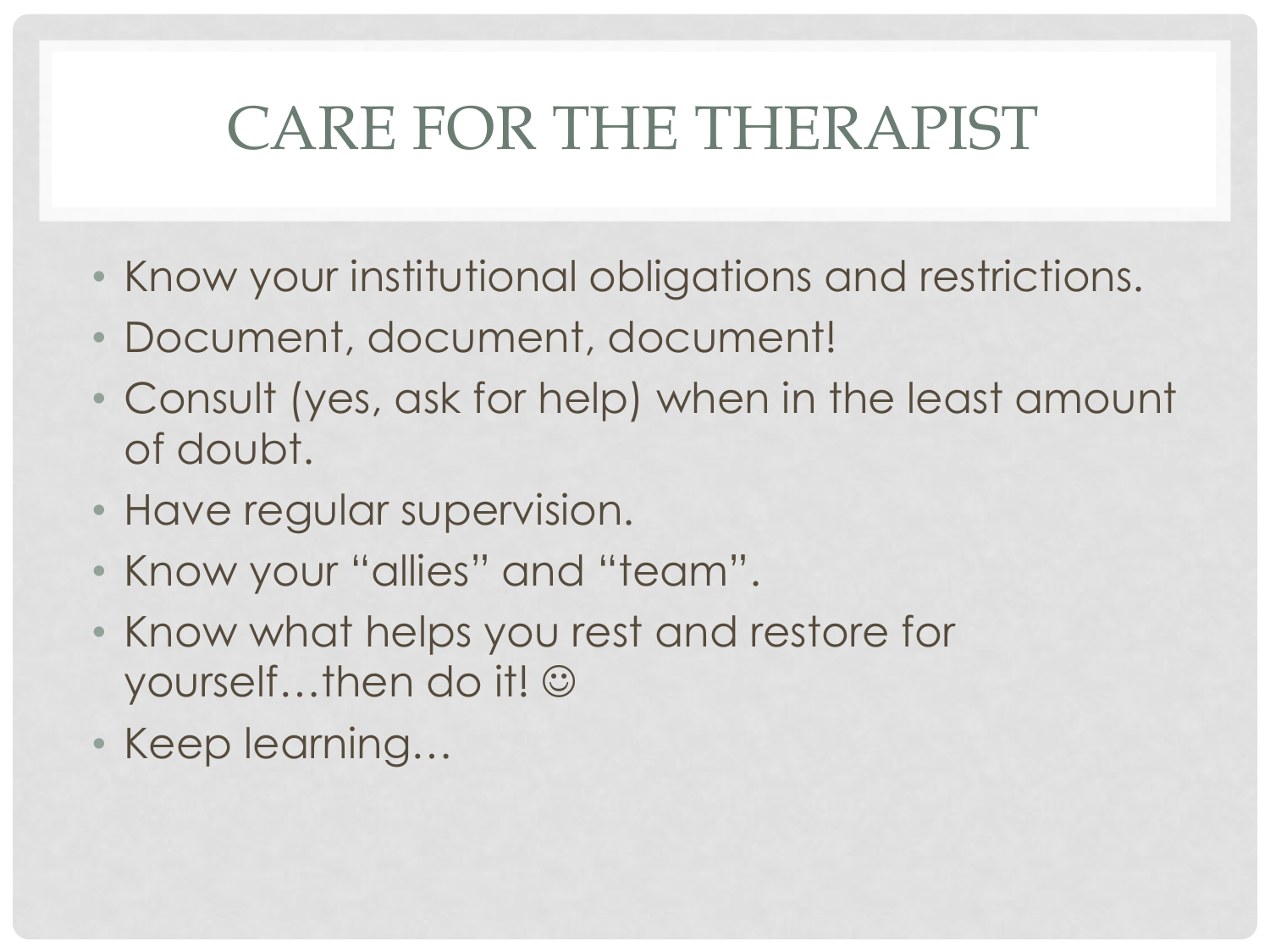# CARE FOR THE THERAPIST

- Know your institutional obligations and restrictions.
- Document, document, document!
- Consult (yes, ask for help) when in the least amount of doubt.
- Have regular supervision.
- Know your "allies" and "team".
- Know what helps you rest and restore for yourself…then do it! ☺
- Keep learning…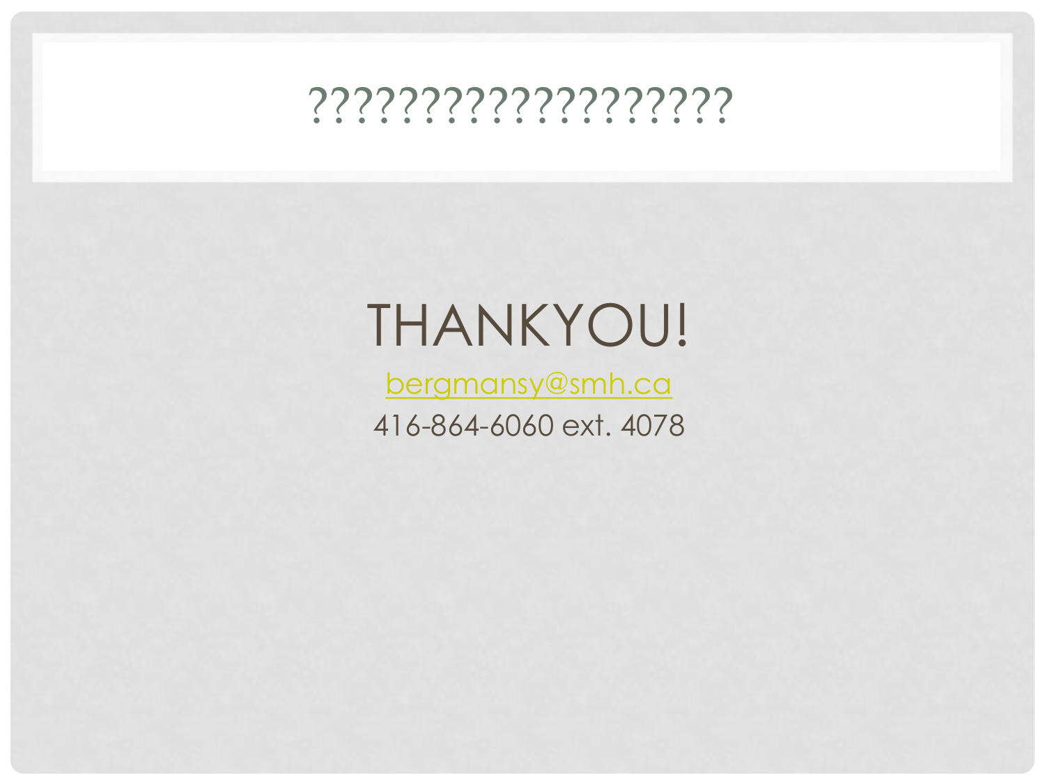# ????????????????????

# THANKYOU!

bergmansy@smh.ca

416-864-6060 ext. 4078